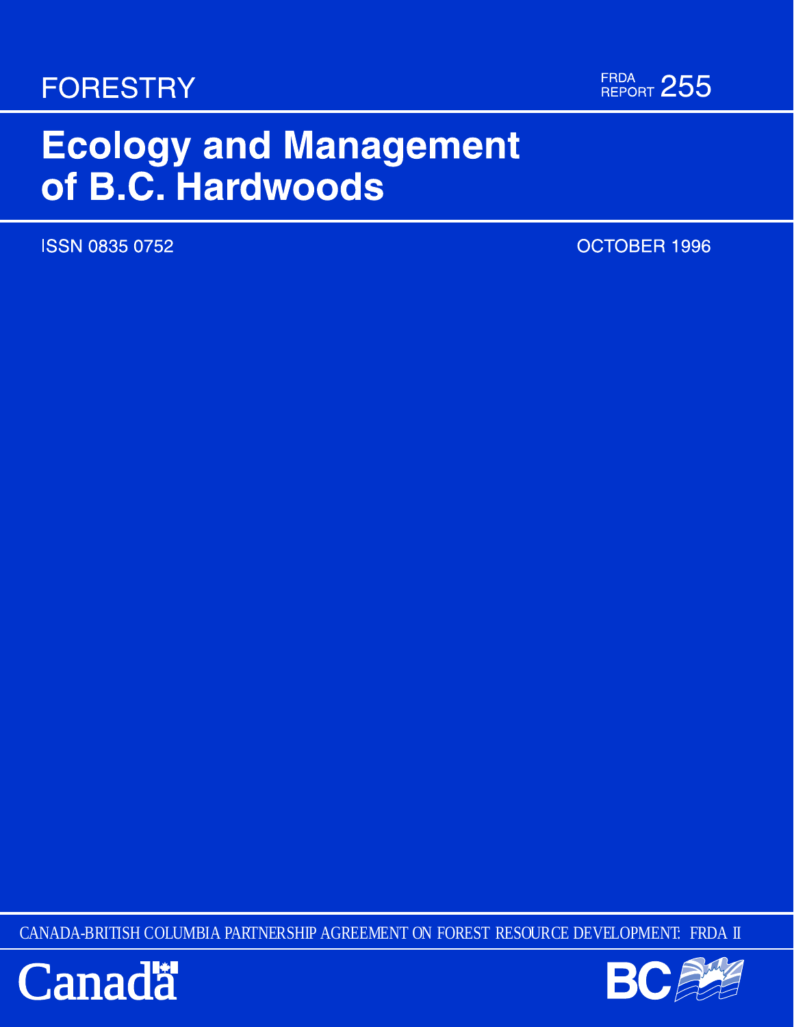FORESTRY

FRDA REPORT 255

# Ecology and Management of B.C. Hardwoods

ISSN 0835 0752

OCTOBER 1996

CANADA-BRITISH COLUMBIA PARTNERSHIP AGREEMENT ON FOREST RESOURCE DEVELOPMENT: FRDA II

Canada

BC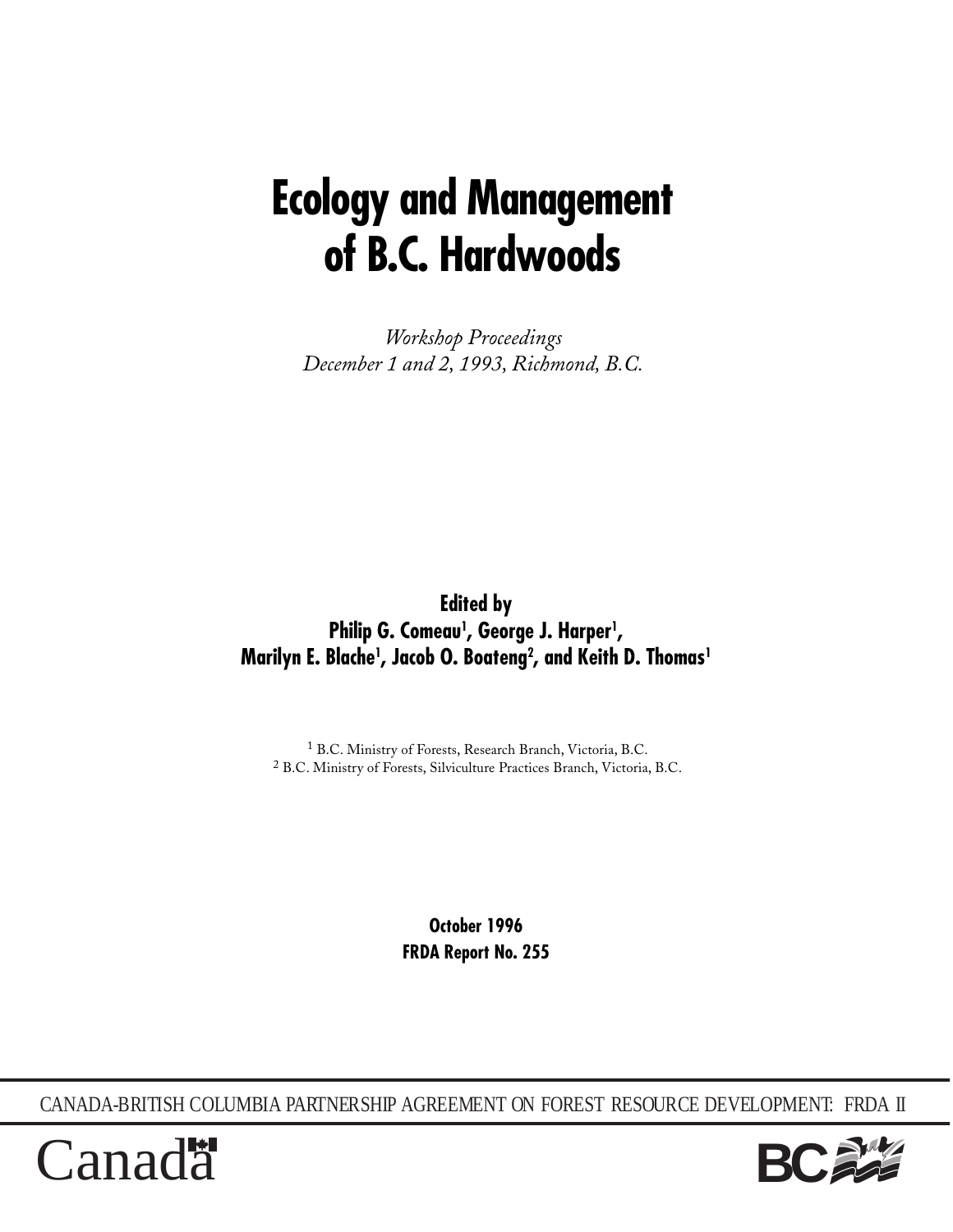# Ecology and Management of B.C. Hardwoods

*Workshop Proceedings*
*December 1 and 2, 1993, Richmond, B.C.*

**Edited by**
**Philip G. Comeau[1], George J. Harper[1], Marilyn E. Blache[1], Jacob O. Boateng[2], and Keith D. Thomas[1]**

[1] B.C. Ministry of Forests, Research Branch, Victoria, B.C.
[2] B.C. Ministry of Forests, Silviculture Practices Branch, Victoria, B.C.

**October 1996**
**FRDA Report No. 255**

CANADA-BRITISH COLUMBIA PARTNERSHIP AGREEMENT ON FOREST RESOURCE DEVELOPMENT: FRDA II

Canada

BC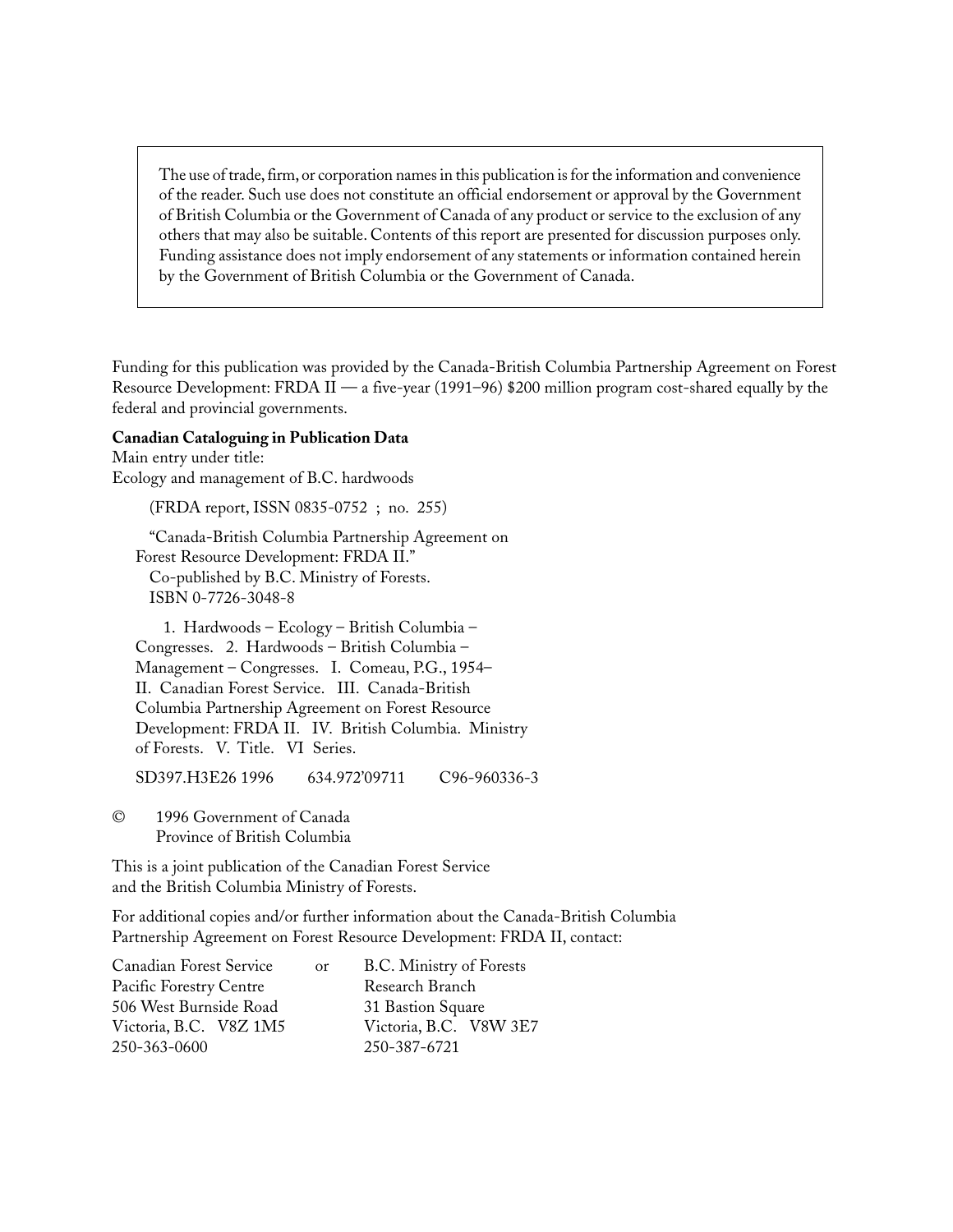The use of trade, firm, or corporation names in this publication is for the information and convenience of the reader. Such use does not constitute an official endorsement or approval by the Government of British Columbia or the Government of Canada of any product or service to the exclusion of any others that may also be suitable. Contents of this report are presented for discussion purposes only. Funding assistance does not imply endorsement of any statements or information contained herein by the Government of British Columbia or the Government of Canada.

Funding for this publication was provided by the Canada-British Columbia Partnership Agreement on Forest Resource Development: FRDA II — a five-year (1991–96) $200 million program cost-shared equally by the federal and provincial governments.

**Canadian Cataloguing in Publication Data**

Main entry under title:
Ecology and management of B.C. hardwoods

(FRDA report, ISSN 0835-0752 ; no. 255)

"Canada-British Columbia Partnership Agreement on Forest Resource Development: FRDA II."
Co-published by B.C. Ministry of Forests.
ISBN 0-7726-3048-8

1. Hardwoods – Ecology – British Columbia – Congresses. 2. Hardwoods – British Columbia – Management – Congresses. I. Comeau, P.G., 1954– II. Canadian Forest Service. III. Canada-British Columbia Partnership Agreement on Forest Resource Development: FRDA II. IV. British Columbia. Ministry of Forests. V. Title. VI Series.

SD397.H3E26 1996 634.972'09711 C96-960336-3

© 1996 Government of Canada
Province of British Columbia

This is a joint publication of the Canadian Forest Service and the British Columbia Ministry of Forests.

For additional copies and/or further information about the Canada-British Columbia Partnership Agreement on Forest Resource Development: FRDA II, contact:

Canadian Forest Service
Pacific Forestry Centre
506 West Burnside Road
Victoria, B.C. V8Z 1M5
250-363-0600

or

B.C. Ministry of Forests
Research Branch
31 Bastion Square
Victoria, B.C. V8W 3E7
250-387-6721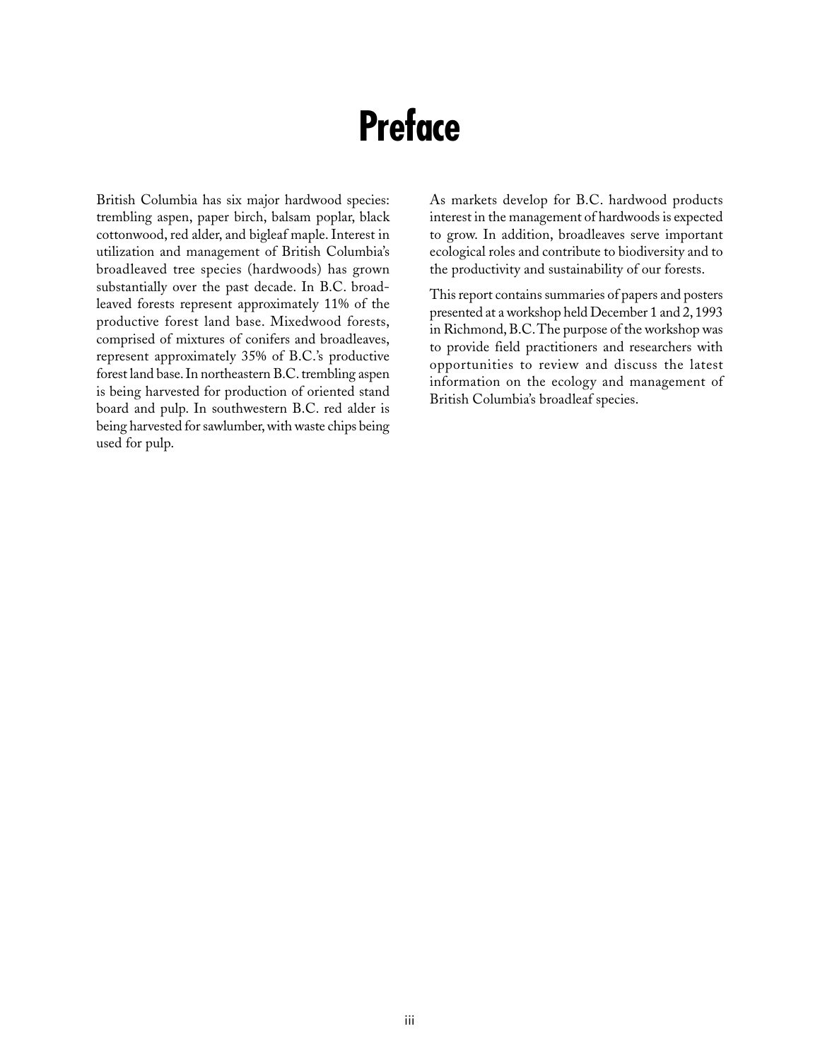# Preface

British Columbia has six major hardwood species: trembling aspen, paper birch, balsam poplar, black cottonwood, red alder, and bigleaf maple. Interest in utilization and management of British Columbia's broadleaved tree species (hardwoods) has grown substantially over the past decade. In B.C. broadleaved forests represent approximately 11% of the productive forest land base. Mixedwood forests, comprised of mixtures of conifers and broadleaves, represent approximately 35% of B.C.'s productive forest land base. In northeastern B.C. trembling aspen is being harvested for production of oriented stand board and pulp. In southwestern B.C. red alder is being harvested for sawlumber, with waste chips being used for pulp.

As markets develop for B.C. hardwood products interest in the management of hardwoods is expected to grow. In addition, broadleaves serve important ecological roles and contribute to biodiversity and to the productivity and sustainability of our forests.

This report contains summaries of papers and posters presented at a workshop held December 1 and 2, 1993 in Richmond, B.C. The purpose of the workshop was to provide field practitioners and researchers with opportunities to review and discuss the latest information on the ecology and management of British Columbia's broadleaf species.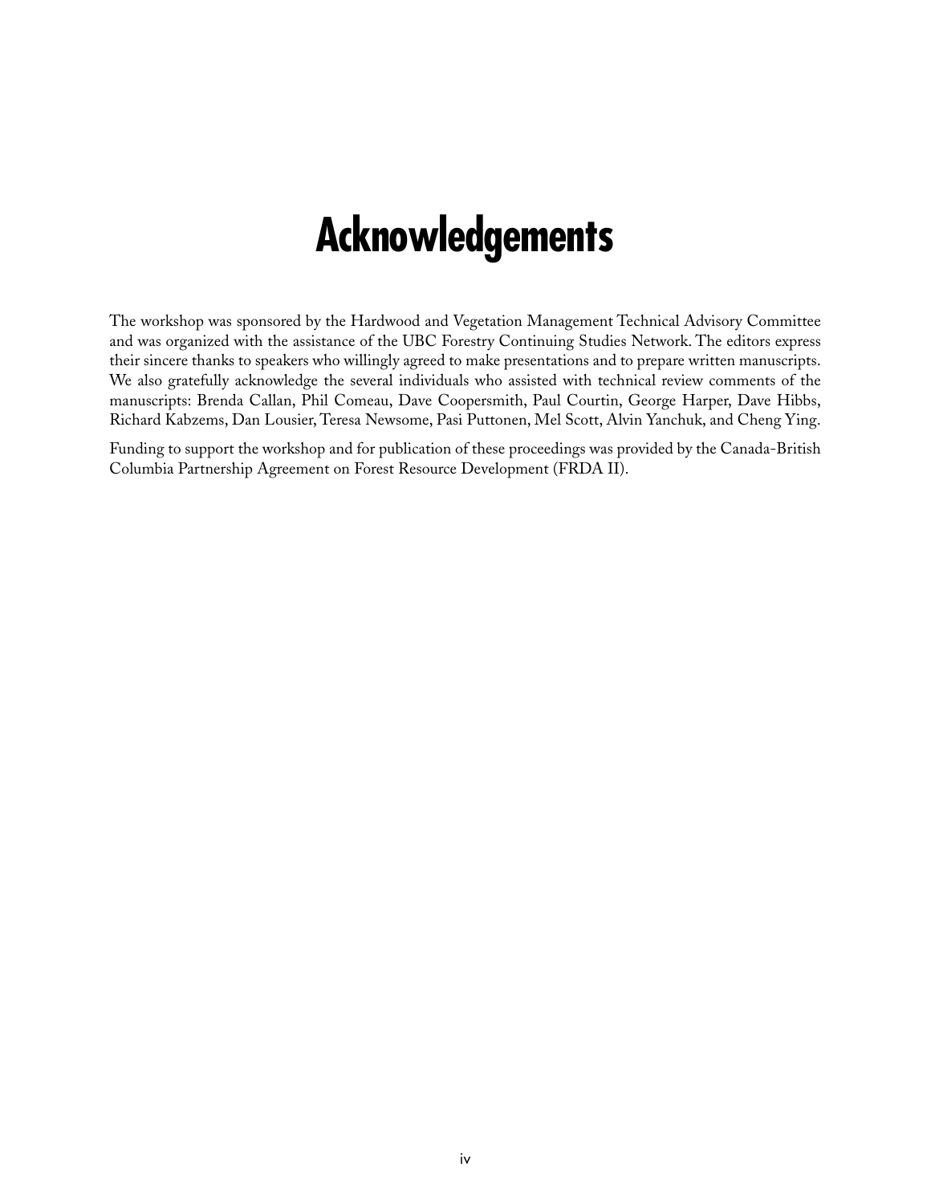# Acknowledgements

The workshop was sponsored by the Hardwood and Vegetation Management Technical Advisory Committee and was organized with the assistance of the UBC Forestry Continuing Studies Network. The editors express their sincere thanks to speakers who willingly agreed to make presentations and to prepare written manuscripts. We also gratefully acknowledge the several individuals who assisted with technical review comments of the manuscripts: Brenda Callan, Phil Comeau, Dave Coopersmith, Paul Courtin, George Harper, Dave Hibbs, Richard Kabzems, Dan Lousier, Teresa Newsome, Pasi Puttonen, Mel Scott, Alvin Yanchuk, and Cheng Ying.

Funding to support the workshop and for publication of these proceedings was provided by the Canada-British Columbia Partnership Agreement on Forest Resource Development (FRDA II).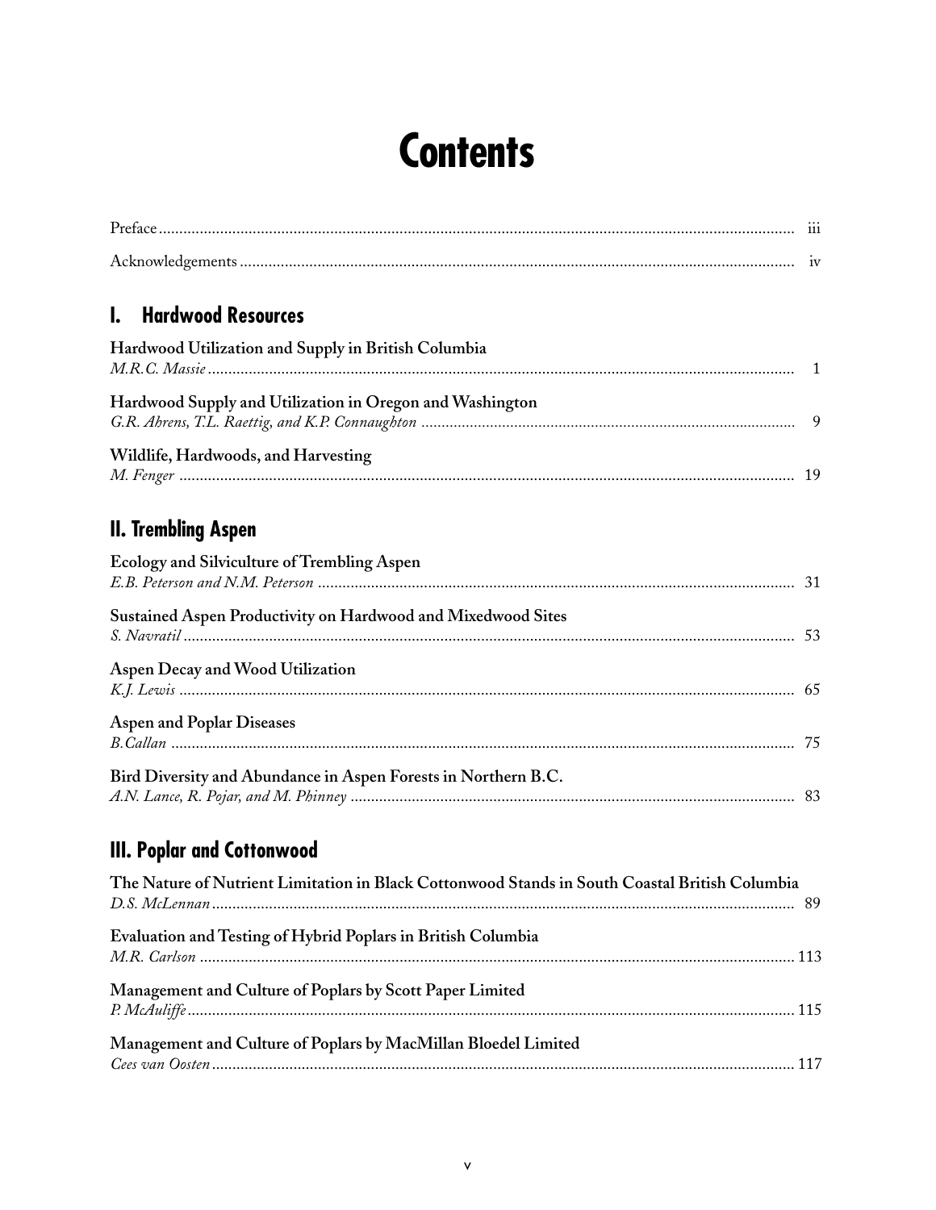# Contents

Preface ..................................................................................................................................... iii

Acknowledgements ................................................................................................................... iv

## I. Hardwood Resources

**Hardwood Utilization and Supply in British Columbia**
*M.R.C. Massie* ......................................................................................................................... 1

**Hardwood Supply and Utilization in Oregon and Washington**
*G.R. Ahrens, T.L. Raettig, and K.P. Connaughton* ........................................................................ 9

**Wildlife, Hardwoods, and Harvesting**
*M. Fenger* ................................................................................................................................ 19

## II. Trembling Aspen

**Ecology and Silviculture of Trembling Aspen**
*E.B. Peterson and N.M. Peterson* .................................................................................................. 31

**Sustained Aspen Productivity on Hardwood and Mixedwood Sites**
*S. Navratil* ................................................................................................................................ 53

**Aspen Decay and Wood Utilization**
*K.J. Lewis* ................................................................................................................................ 65

**Aspen and Poplar Diseases**
*B.Callan* .................................................................................................................................. 75

**Bird Diversity and Abundance in Aspen Forests in Northern B.C.**
*A.N. Lance, R. Pojar, and M. Phinney* .......................................................................................... 83

## III. Poplar and Cottonwood

**The Nature of Nutrient Limitation in Black Cottonwood Stands in South Coastal British Columbia**
*D.S. McLennan* .......................................................................................................................... 89

**Evaluation and Testing of Hybrid Poplars in British Columbia**
*M.R. Carlson* ............................................................................................................................ 113

**Management and Culture of Poplars by Scott Paper Limited**
*P. McAuliffe* ............................................................................................................................. 115

**Management and Culture of Poplars by MacMillan Bloedel Limited**
*Cees van Oosten* ....................................................................................................................... 117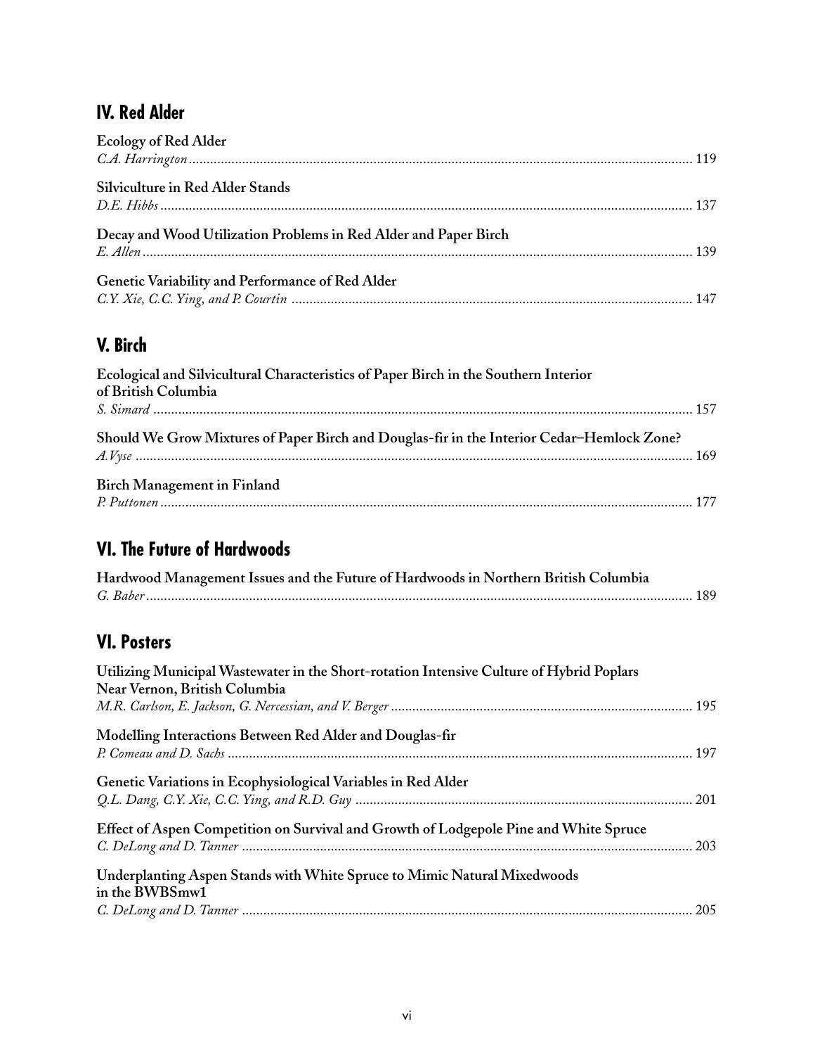## IV. Red Alder

**Ecology of Red Alder**
*C.A. Harrington* ............................................................ 119

**Silviculture in Red Alder Stands**
*D.E. Hibbs* ............................................................ 137

**Decay and Wood Utilization Problems in Red Alder and Paper Birch**
*E. Allen* ............................................................ 139

**Genetic Variability and Performance of Red Alder**
*C.Y. Xie, C.C. Ying, and P. Courtin* ............................................................ 147

## V. Birch

**Ecological and Silvicultural Characteristics of Paper Birch in the Southern Interior of British Columbia**
*S. Simard* ............................................................ 157

**Should We Grow Mixtures of Paper Birch and Douglas-fir in the Interior Cedar–Hemlock Zone?**
*A.Vyse* ............................................................ 169

**Birch Management in Finland**
*P. Puttonen* ............................................................ 177

## VI. The Future of Hardwoods

**Hardwood Management Issues and the Future of Hardwoods in Northern British Columbia**
*G. Baber* ............................................................ 189

## VI. Posters

**Utilizing Municipal Wastewater in the Short-rotation Intensive Culture of Hybrid Poplars Near Vernon, British Columbia**
*M.R. Carlson, E. Jackson, G. Nercessian, and V. Berger* ............................................................ 195

**Modelling Interactions Between Red Alder and Douglas-fir**
*P. Comeau and D. Sachs* ............................................................ 197

**Genetic Variations in Ecophysiological Variables in Red Alder**
*Q.L. Dang, C.Y. Xie, C.C. Ying, and R.D. Guy* ............................................................ 201

**Effect of Aspen Competition on Survival and Growth of Lodgepole Pine and White Spruce**
*C. DeLong and D. Tanner* ............................................................ 203

**Underplanting Aspen Stands with White Spruce to Mimic Natural Mixedwoods in the BWBSmw1**
*C. DeLong and D. Tanner* ............................................................ 205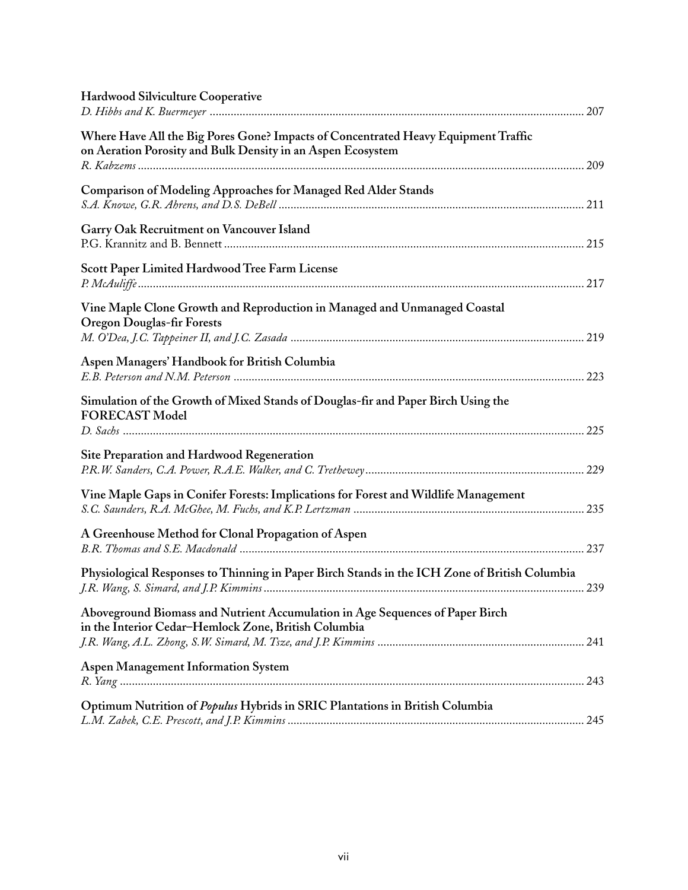**Hardwood Silviculture Cooperative**
*D. Hibbs and K. Buermeyer* ........................................................................................................................ 207

**Where Have All the Big Pores Gone? Impacts of Concentrated Heavy Equipment Traffic on Aeration Porosity and Bulk Density in an Aspen Ecosystem**
*R. Kabzems* ................................................................................................................................................ 209

**Comparison of Modeling Approaches for Managed Red Alder Stands**
*S.A. Knowe, G.R. Ahrens, and D.S. DeBell* .................................................................................................. 211

**Garry Oak Recruitment on Vancouver Island**
P.G. Krannitz and B. Bennett ........................................................................................................................ 215

**Scott Paper Limited Hardwood Tree Farm License**
*P. McAuliffe* ................................................................................................................................................. 217

**Vine Maple Clone Growth and Reproduction in Managed and Unmanaged Coastal Oregon Douglas-fir Forests**
*M. O'Dea, J.C. Tappeiner II, and J.C. Zasada* ............................................................................................... 219

**Aspen Managers' Handbook for British Columbia**
*E.B. Peterson and N.M. Peterson* .................................................................................................................. 223

**Simulation of the Growth of Mixed Stands of Douglas-fir and Paper Birch Using the FORECAST Model**
*D. Sachs* ...................................................................................................................................................... 225

**Site Preparation and Hardwood Regeneration**
*P.R.W. Sanders, C.A. Power, R.A.E. Walker, and C. Trethewey* ....................................................................... 229

**Vine Maple Gaps in Conifer Forests: Implications for Forest and Wildlife Management**
*S.C. Saunders, R.A. McGhee, M. Fuchs, and K.P. Lertzman* ........................................................................... 235

**A Greenhouse Method for Clonal Propagation of Aspen**
*B.R. Thomas and S.E. Macdonald* ................................................................................................................. 237

**Physiological Responses to Thinning in Paper Birch Stands in the ICH Zone of British Columbia**
*J.R. Wang, S. Simard, and J.P. Kimmins* ........................................................................................................ 239

**Aboveground Biomass and Nutrient Accumulation in Age Sequences of Paper Birch in the Interior Cedar–Hemlock Zone, British Columbia**
*J.R. Wang, A.L. Zhong, S.W. Simard, M. Tsze, and J.P. Kimmins* ................................................................... 241

**Aspen Management Information System**
*R. Yang* ........................................................................................................................................................ 243

**Optimum Nutrition of *Populus* Hybrids in SRIC Plantations in British Columbia**
*L.M. Zabek, C.E. Prescott, and J.P. Kimmins* ................................................................................................. 245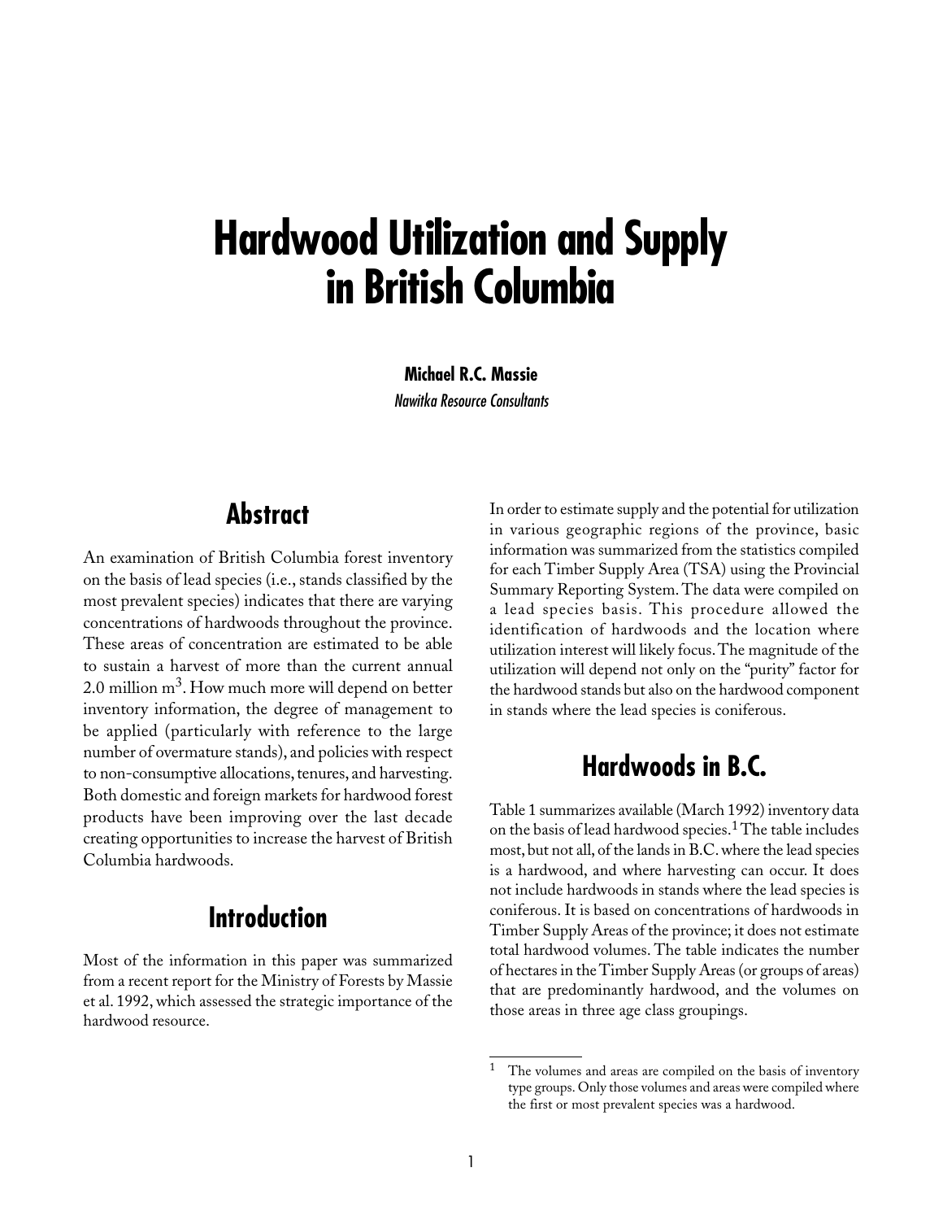# Hardwood Utilization and Supply in British Columbia

**Michael R.C. Massie**

*Nawitka Resource Consultants*

## Abstract

An examination of British Columbia forest inventory on the basis of lead species (i.e., stands classified by the most prevalent species) indicates that there are varying concentrations of hardwoods throughout the province. These areas of concentration are estimated to be able to sustain a harvest of more than the current annual 2.0 million $m^3$. How much more will depend on better inventory information, the degree of management to be applied (particularly with reference to the large number of overmature stands), and policies with respect to non-consumptive allocations, tenures, and harvesting. Both domestic and foreign markets for hardwood forest products have been improving over the last decade creating opportunities to increase the harvest of British Columbia hardwoods.

## Introduction

Most of the information in this paper was summarized from a recent report for the Ministry of Forests by Massie et al. 1992, which assessed the strategic importance of the hardwood resource.

In order to estimate supply and the potential for utilization in various geographic regions of the province, basic information was summarized from the statistics compiled for each Timber Supply Area (TSA) using the Provincial Summary Reporting System. The data were compiled on a lead species basis. This procedure allowed the identification of hardwoods and the location where utilization interest will likely focus. The magnitude of the utilization will depend not only on the "purity" factor for the hardwood stands but also on the hardwood component in stands where the lead species is coniferous.

## Hardwoods in B.C.

Table 1 summarizes available (March 1992) inventory data on the basis of lead hardwood species.[1] The table includes most, but not all, of the lands in B.C. where the lead species is a hardwood, and where harvesting can occur. It does not include hardwoods in stands where the lead species is coniferous. It is based on concentrations of hardwoods in Timber Supply Areas of the province; it does not estimate total hardwood volumes. The table indicates the number of hectares in the Timber Supply Areas (or groups of areas) that are predominantly hardwood, and the volumes on those areas in three age class groupings.

[1] The volumes and areas are compiled on the basis of inventory type groups. Only those volumes and areas were compiled where the first or most prevalent species was a hardwood.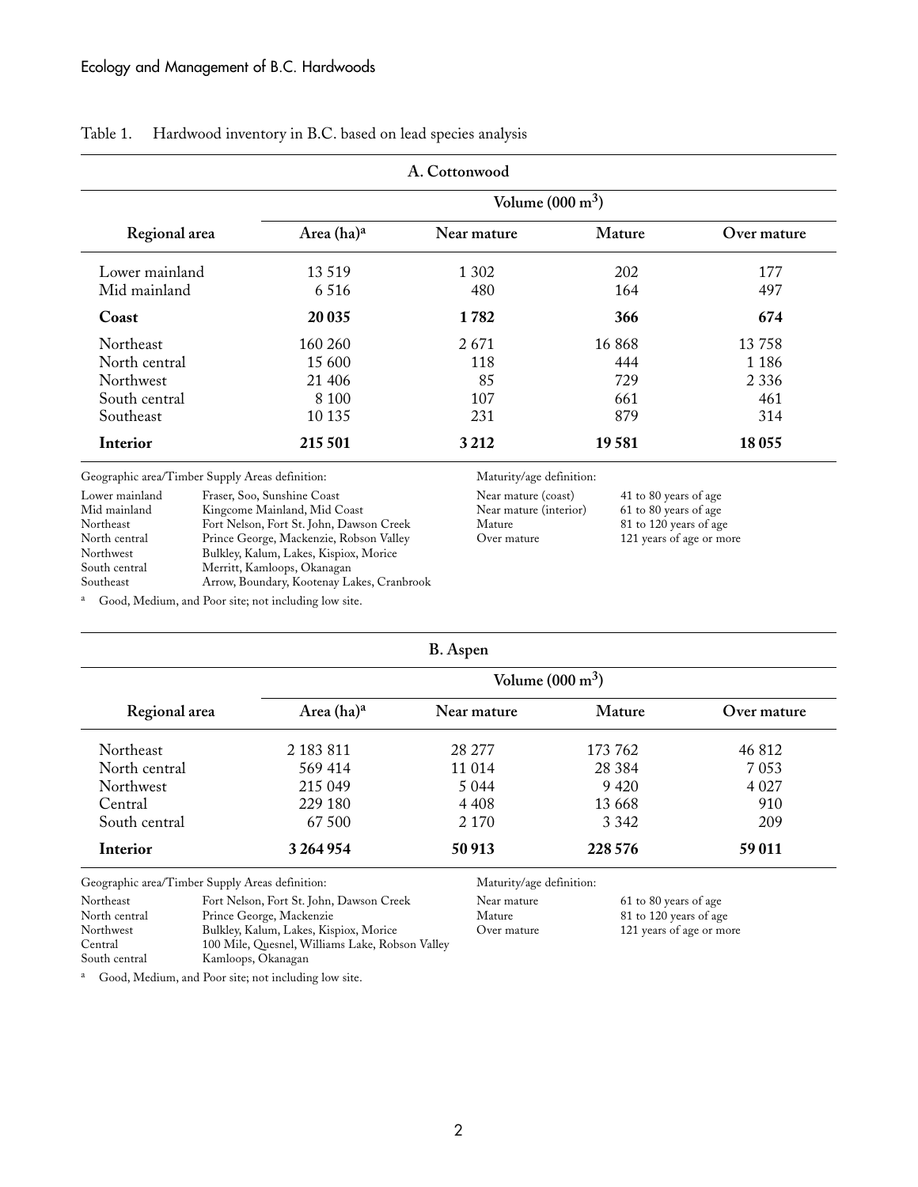Table 1. Hardwood inventory in B.C. based on lead species analysis

**A. Cottonwood**

| Regional area | Area (ha)[a] | Volume (000 m$^3$) Near mature | Mature | Over mature |
|---|---|---|---|---|
| Lower mainland | 13 519 | 1 302 | 202 | 177 |
| Mid mainland | 6 516 | 480 | 164 | 497 |
| **Coast** | **20 035** | **1 782** | **366** | **674** |
| Northeast | 160 260 | 2 671 | 16 868 | 13 758 |
| North central | 15 600 | 118 | 444 | 1 186 |
| Northwest | 21 406 | 85 | 729 | 2 336 |
| South central | 8 100 | 107 | 661 | 461 |
| Southeast | 10 135 | 231 | 879 | 314 |
| **Interior** | **215 501** | **3 212** | **19 581** | **18 055** |

Geographic area/Timber Supply Areas definition:

| | |
|---|---|
| Lower mainland | Fraser, Soo, Sunshine Coast |
| Mid mainland | Kingcome Mainland, Mid Coast |
| Northeast | Fort Nelson, Fort St. John, Dawson Creek |
| North central | Prince George, Mackenzie, Robson Valley |
| Northwest | Bulkley, Kalum, Lakes, Kispiox, Morice |
| South central | Merritt, Kamloops, Okanagan |
| Southeast | Arrow, Boundary, Kootenay Lakes, Cranbrook |

Maturity/age definition:

| | |
|---|---|
| Near mature (coast) | 41 to 80 years of age |
| Near mature (interior) | 61 to 80 years of age |
| Mature | 81 to 120 years of age |
| Over mature | 121 years of age or more |

[a] Good, Medium, and Poor site; not including low site.

**B. Aspen**

| Regional area | Area (ha)[a] | Volume (000 m$^3$) Near mature | Mature | Over mature |
|---|---|---|---|---|
| Northeast | 2 183 811 | 28 277 | 173 762 | 46 812 |
| North central | 569 414 | 11 014 | 28 384 | 7 053 |
| Northwest | 215 049 | 5 044 | 9 420 | 4 027 |
| Central | 229 180 | 4 408 | 13 668 | 910 |
| South central | 67 500 | 2 170 | 3 342 | 209 |
| **Interior** | **3 264 954** | **50 913** | **228 576** | **59 011** |

Geographic area/Timber Supply Areas definition:

| | |
|---|---|
| Northeast | Fort Nelson, Fort St. John, Dawson Creek |
| North central | Prince George, Mackenzie |
| Northwest | Bulkley, Kalum, Lakes, Kispiox, Morice |
| Central | 100 Mile, Quesnel, Williams Lake, Robson Valley |
| South central | Kamloops, Okanagan |

Maturity/age definition:

| | |
|---|---|
| Near mature | 61 to 80 years of age |
| Mature | 81 to 120 years of age |
| Over mature | 121 years of age or more |

[a] Good, Medium, and Poor site; not including low site.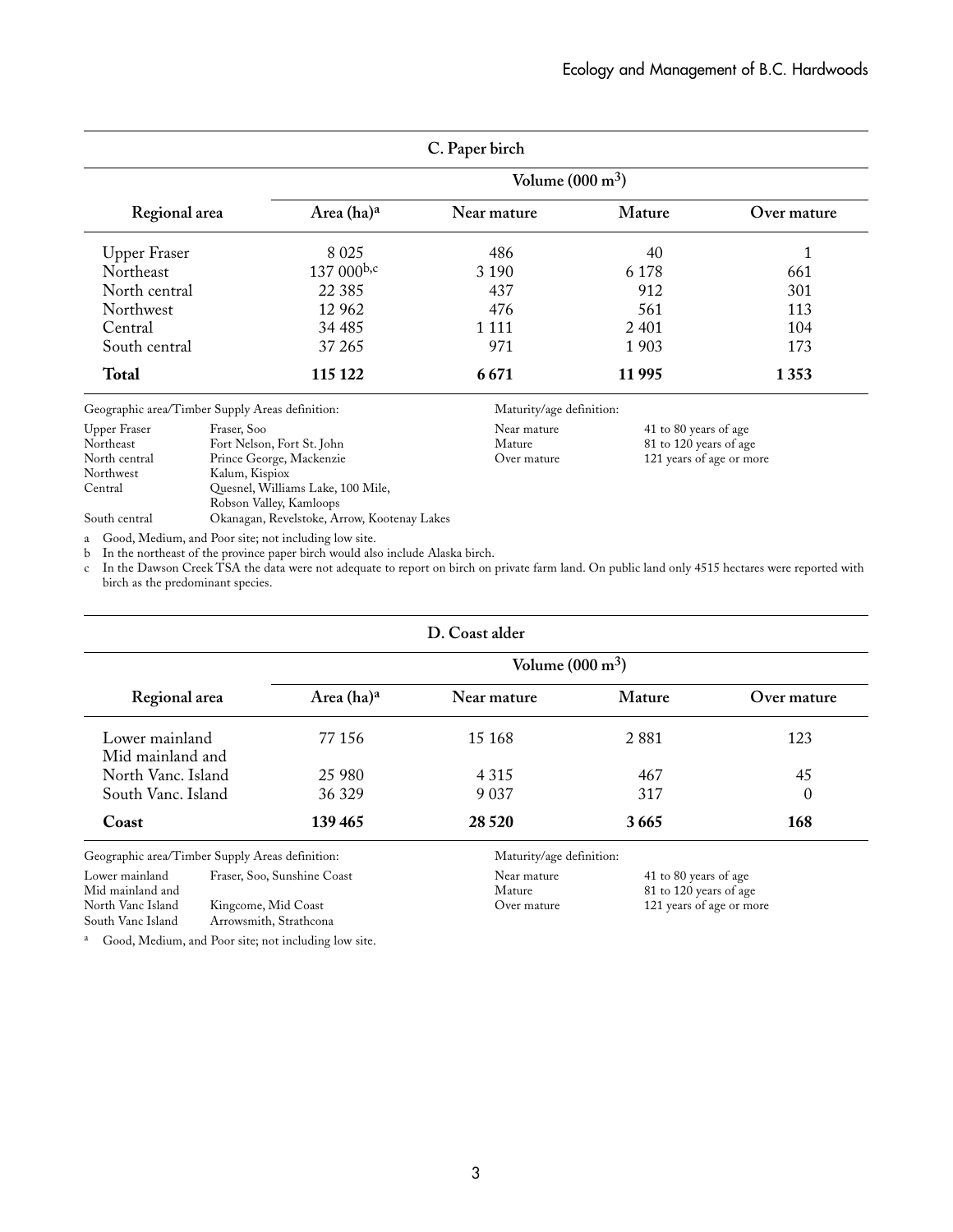### C. Paper birch

| Regional area | Area (ha)[a] | Volume (000 $m^3$) | | |
|---|---|---|---|---|
| | | Near mature | Mature | Over mature |
| Upper Fraser | 8 025 | 486 | 40 | 1 |
| Northeast | 137 000[b,c] | 3 190 | 6 178 | 661 |
| North central | 22 385 | 437 | 912 | 301 |
| Northwest | 12 962 | 476 | 561 | 113 |
| Central | 34 485 | 1 111 | 2 401 | 104 |
| South central | 37 265 | 971 | 1 903 | 173 |
| **Total** | **115 122** | **6 671** | **11 995** | **1 353** |

Geographic area/Timber Supply Areas definition:

| | |
|---|---|
| Upper Fraser | Fraser, Soo |
| Northeast | Fort Nelson, Fort St. John |
| North central | Prince George, Mackenzie |
| Northwest | Kalum, Kispiox |
| Central | Quesnel, Williams Lake, 100 Mile, Robson Valley, Kamloops |
| South central | Okanagan, Revelstoke, Arrow, Kootenay Lakes |

Maturity/age definition:

| | |
|---|---|
| Near mature | 41 to 80 years of age |
| Mature | 81 to 120 years of age |
| Over mature | 121 years of age or more |

a Good, Medium, and Poor site; not including low site.

b In the northeast of the province paper birch would also include Alaska birch.

c In the Dawson Creek TSA the data were not adequate to report on birch on private farm land. On public land only 4515 hectares were reported with birch as the predominant species.

### D. Coast alder

| Regional area | Area (ha)[a] | Volume (000 $m^3$) | | |
|---|---|---|---|---|
| | | Near mature | Mature | Over mature |
| Lower mainland | 77 156 | 15 168 | 2 881 | 123 |
| Mid mainland and North Vanc. Island | 25 980 | 4 315 | 467 | 45 |
| South Vanc. Island | 36 329 | 9 037 | 317 | 0 |
| **Coast** | **139 465** | **28 520** | **3 665** | **168** |

Geographic area/Timber Supply Areas definition:

| | |
|---|---|
| Lower mainland | Fraser, Soo, Sunshine Coast |
| Mid mainland and North Vanc Island | Kingcome, Mid Coast |
| South Vanc Island | Arrowsmith, Strathcona |

Maturity/age definition:

| | |
|---|---|
| Near mature | 41 to 80 years of age |
| Mature | 81 to 120 years of age |
| Over mature | 121 years of age or more |

a Good, Medium, and Poor site; not including low site.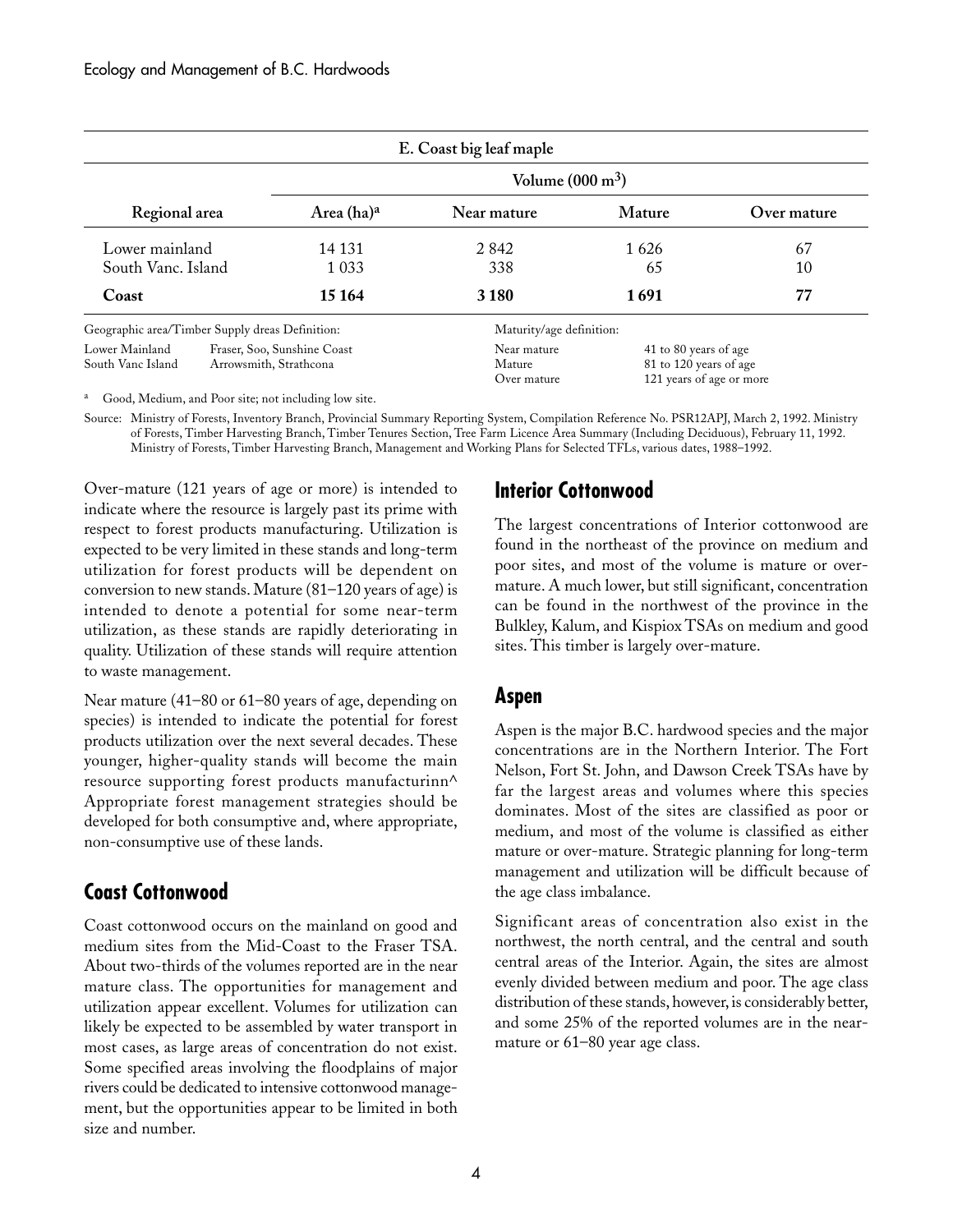| E. Coast big leaf maple | | | | |
|---|---|---|---|---|
| | | Volume (000 $m^3$) | | |
| Regional area | Area (ha)[a] | Near mature | Mature | Over mature |
| Lower mainland | 14 131 | 2 842 | 1 626 | 67 |
| South Vanc. Island | 1 033 | 338 | 65 | 10 |
| **Coast** | **15 164** | **3 180** | **1 691** | **77** |

Geographic area/Timber Supply dreas Definition:

| | |
|---|---|
| Lower Mainland | Fraser, Soo, Sunshine Coast |
| South Vanc Island | Arrowsmith, Strathcona |

Maturity/age definition:

| | |
|---|---|
| Near mature | 41 to 80 years of age |
| Mature | 81 to 120 years of age |
| Over mature | 121 years of age or more |

[a] Good, Medium, and Poor site; not including low site.

Source: Ministry of Forests, Inventory Branch, Provincial Summary Reporting System, Compilation Reference No. PSR12APJ, March 2, 1992. Ministry of Forests, Timber Harvesting Branch, Timber Tenures Section, Tree Farm Licence Area Summary (Including Deciduous), February 11, 1992. Ministry of Forests, Timber Harvesting Branch, Management and Working Plans for Selected TFLs, various dates, 1988–1992.

Over-mature (121 years of age or more) is intended to indicate where the resource is largely past its prime with respect to forest products manufacturing. Utilization is expected to be very limited in these stands and long-term utilization for forest products will be dependent on conversion to new stands. Mature (81–120 years of age) is intended to denote a potential for some near-term utilization, as these stands are rapidly deteriorating in quality. Utilization of these stands will require attention to waste management.

Near mature (41–80 or 61–80 years of age, depending on species) is intended to indicate the potential for forest products utilization over the next several decades. These younger, higher-quality stands will become the main resource supporting forest products manufacturinn^ Appropriate forest management strategies should be developed for both consumptive and, where appropriate, non-consumptive use of these lands.

## Coast Cottonwood

Coast cottonwood occurs on the mainland on good and medium sites from the Mid-Coast to the Fraser TSA. About two-thirds of the volumes reported are in the near mature class. The opportunities for management and utilization appear excellent. Volumes for utilization can likely be expected to be assembled by water transport in most cases, as large areas of concentration do not exist. Some specified areas involving the floodplains of major rivers could be dedicated to intensive cottonwood management, but the opportunities appear to be limited in both size and number.

## Interior Cottonwood

The largest concentrations of Interior cottonwood are found in the northeast of the province on medium and poor sites, and most of the volume is mature or over-mature. A much lower, but still significant, concentration can be found in the northwest of the province in the Bulkley, Kalum, and Kispiox TSAs on medium and good sites. This timber is largely over-mature.

## Aspen

Aspen is the major B.C. hardwood species and the major concentrations are in the Northern Interior. The Fort Nelson, Fort St. John, and Dawson Creek TSAs have by far the largest areas and volumes where this species dominates. Most of the sites are classified as poor or medium, and most of the volume is classified as either mature or over-mature. Strategic planning for long-term management and utilization will be difficult because of the age class imbalance.

Significant areas of concentration also exist in the northwest, the north central, and the central and south central areas of the Interior. Again, the sites are almost evenly divided between medium and poor. The age class distribution of these stands, however, is considerably better, and some 25% of the reported volumes are in the near-mature or 61–80 year age class.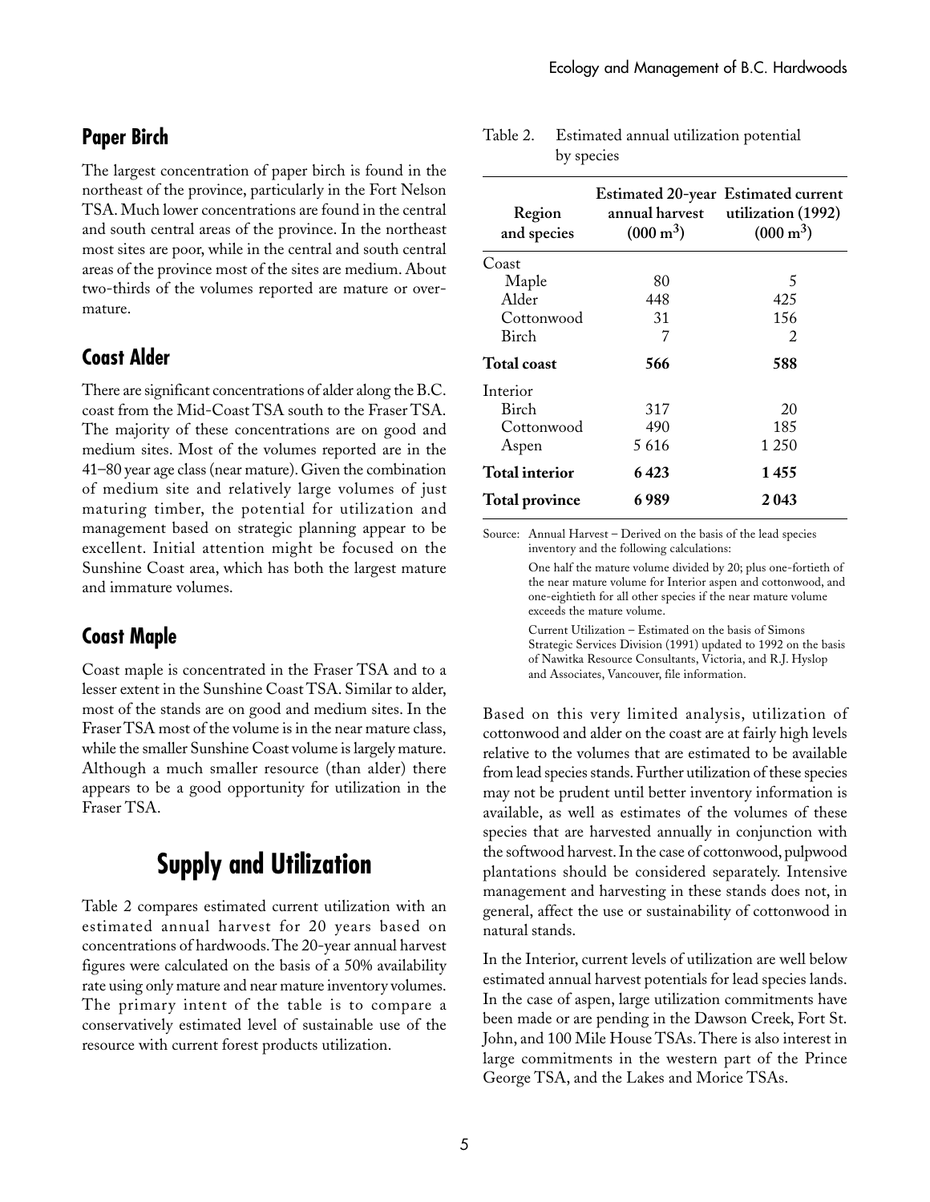## Paper Birch

The largest concentration of paper birch is found in the northeast of the province, particularly in the Fort Nelson TSA. Much lower concentrations are found in the central and south central areas of the province. In the northeast most sites are poor, while in the central and south central areas of the province most of the sites are medium. About two-thirds of the volumes reported are mature or overmature.

## Coast Alder

There are significant concentrations of alder along the B.C. coast from the Mid-Coast TSA south to the Fraser TSA. The majority of these concentrations are on good and medium sites. Most of the volumes reported are in the 41–80 year age class (near mature). Given the combination of medium site and relatively large volumes of just maturing timber, the potential for utilization and management based on strategic planning appear to be excellent. Initial attention might be focused on the Sunshine Coast area, which has both the largest mature and immature volumes.

## Coast Maple

Coast maple is concentrated in the Fraser TSA and to a lesser extent in the Sunshine Coast TSA. Similar to alder, most of the stands are on good and medium sites. In the Fraser TSA most of the volume is in the near mature class, while the smaller Sunshine Coast volume is largely mature. Although a much smaller resource (than alder) there appears to be a good opportunity for utilization in the Fraser TSA.

# Supply and Utilization

Table 2 compares estimated current utilization with an estimated annual harvest for 20 years based on concentrations of hardwoods. The 20-year annual harvest figures were calculated on the basis of a 50% availability rate using only mature and near mature inventory volumes. The primary intent of the table is to compare a conservatively estimated level of sustainable use of the resource with current forest products utilization.

Table 2. Estimated annual utilization potential by species

| Region and species | Estimated 20-year annual harvest (000 $m^3$) | Estimated current utilization (1992) (000 $m^3$) |
|---|---|---|
| Coast | | |
| Maple | 80 | 5 |
| Alder | 448 | 425 |
| Cottonwood | 31 | 156 |
| Birch | 7 | 2 |
| **Total coast** | **566** | **588** |
| Interior | | |
| Birch | 317 | 20 |
| Cottonwood | 490 | 185 |
| Aspen | 5 616 | 1 250 |
| **Total interior** | **6 423** | **1 455** |
| **Total province** | **6 989** | **2 043** |

Source: Annual Harvest – Derived on the basis of the lead species inventory and the following calculations:

One half the mature volume divided by 20; plus one-fortieth of the near mature volume for Interior aspen and cottonwood, and one-eightieth for all other species if the near mature volume exceeds the mature volume.

Current Utilization – Estimated on the basis of Simons Strategic Services Division (1991) updated to 1992 on the basis of Nawitka Resource Consultants, Victoria, and R.J. Hyslop and Associates, Vancouver, file information.

Based on this very limited analysis, utilization of cottonwood and alder on the coast are at fairly high levels relative to the volumes that are estimated to be available from lead species stands. Further utilization of these species may not be prudent until better inventory information is available, as well as estimates of the volumes of these species that are harvested annually in conjunction with the softwood harvest. In the case of cottonwood, pulpwood plantations should be considered separately. Intensive management and harvesting in these stands does not, in general, affect the use or sustainability of cottonwood in natural stands.

In the Interior, current levels of utilization are well below estimated annual harvest potentials for lead species lands. In the case of aspen, large utilization commitments have been made or are pending in the Dawson Creek, Fort St. John, and 100 Mile House TSAs. There is also interest in large commitments in the western part of the Prince George TSA, and the Lakes and Morice TSAs.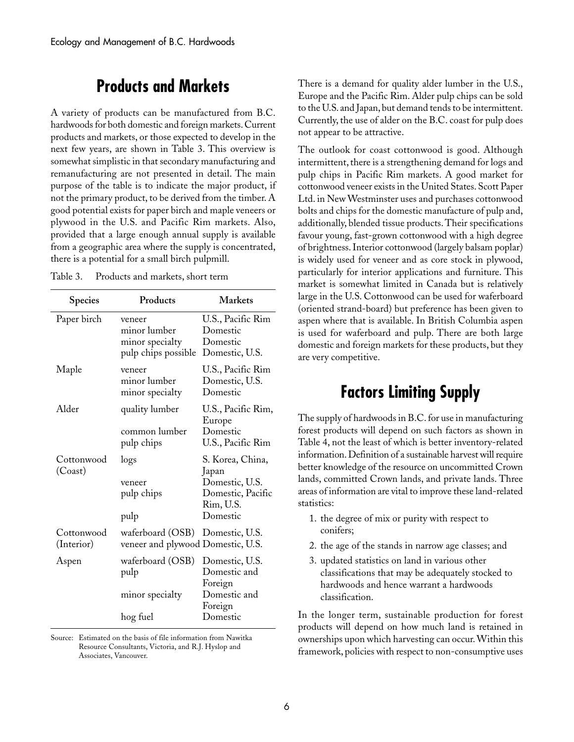## Products and Markets

A variety of products can be manufactured from B.C. hardwoods for both domestic and foreign markets. Current products and markets, or those expected to develop in the next few years, are shown in Table 3. This overview is somewhat simplistic in that secondary manufacturing and remanufacturing are not presented in detail. The main purpose of the table is to indicate the major product, if not the primary product, to be derived from the timber. A good potential exists for paper birch and maple veneers or plywood in the U.S. and Pacific Rim markets. Also, provided that a large enough annual supply is available from a geographic area where the supply is concentrated, there is a potential for a small birch pulpmill.

Table 3. Products and markets, short term

| Species | Products | Markets |
|---|---|---|
| Paper birch | veneer | U.S., Pacific Rim |
| | minor lumber | Domestic |
| | minor specialty | Domestic |
| | pulp chips possible | Domestic, U.S. |
| Maple | veneer | U.S., Pacific Rim |
| | minor lumber | Domestic, U.S. |
| | minor specialty | Domestic |
| Alder | quality lumber | U.S., Pacific Rim, Europe |
| | common lumber | Domestic |
| | pulp chips | U.S., Pacific Rim |
| Cottonwood (Coast) | logs | S. Korea, China, Japan |
| | veneer | Domestic, U.S. |
| | pulp chips | Domestic, Pacific Rim, U.S. |
| | pulp | Domestic |
| Cottonwood (Interior) | waferboard (OSB) | Domestic, U.S. |
| | veneer and plywood | Domestic, U.S. |
| Aspen | waferboard (OSB) | Domestic, U.S. |
| | pulp | Domestic and Foreign |
| | minor specialty | Domestic and Foreign |
| | hog fuel | Domestic |

Source: Estimated on the basis of file information from Nawitka Resource Consultants, Victoria, and R.J. Hyslop and Associates, Vancouver.

There is a demand for quality alder lumber in the U.S., Europe and the Pacific Rim. Alder pulp chips can be sold to the U.S. and Japan, but demand tends to be intermittent. Currently, the use of alder on the B.C. coast for pulp does not appear to be attractive.

The outlook for coast cottonwood is good. Although intermittent, there is a strengthening demand for logs and pulp chips in Pacific Rim markets. A good market for cottonwood veneer exists in the United States. Scott Paper Ltd. in New Westminster uses and purchases cottonwood bolts and chips for the domestic manufacture of pulp and, additionally, blended tissue products. Their specifications favour young, fast-grown cottonwood with a high degree of brightness. Interior cottonwood (largely balsam poplar) is widely used for veneer and as core stock in plywood, particularly for interior applications and furniture. This market is somewhat limited in Canada but is relatively large in the U.S. Cottonwood can be used for waferboard (oriented strand-board) but preference has been given to aspen where that is available. In British Columbia aspen is used for waferboard and pulp. There are both large domestic and foreign markets for these products, but they are very competitive.

## Factors Limiting Supply

The supply of hardwoods in B.C. for use in manufacturing forest products will depend on such factors as shown in Table 4, not the least of which is better inventory-related information. Definition of a sustainable harvest will require better knowledge of the resource on uncommitted Crown lands, committed Crown lands, and private lands. Three areas of information are vital to improve these land-related statistics:

1. the degree of mix or purity with respect to conifers;
2. the age of the stands in narrow age classes; and
3. updated statistics on land in various other classifications that may be adequately stocked to hardwoods and hence warrant a hardwoods classification.

In the longer term, sustainable production for forest products will depend on how much land is retained in ownerships upon which harvesting can occur. Within this framework, policies with respect to non-consumptive uses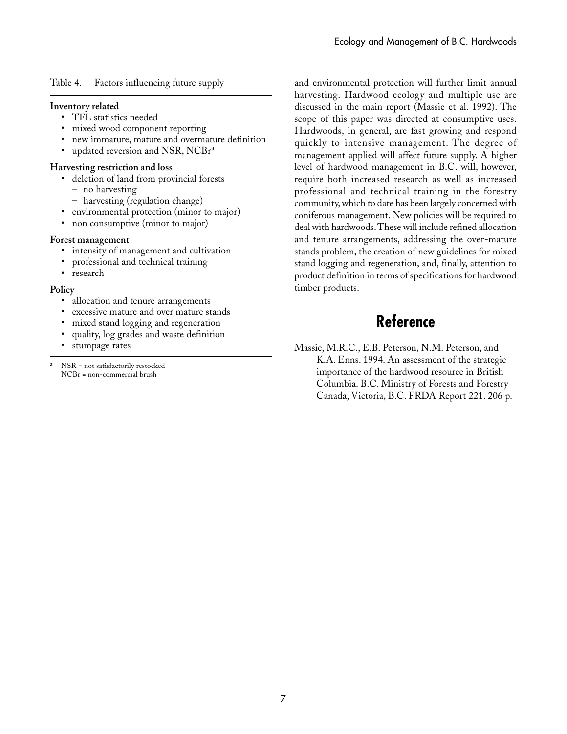Table 4. Factors influencing future supply

**Inventory related**

- TFL statistics needed
- mixed wood component reporting
- new immature, mature and overmature definition
- updated reversion and NSR, NCBr[a]

**Harvesting restriction and loss**

- deletion of land from provincial forests
  - no harvesting
  - harvesting (regulation change)
- environmental protection (minor to major)
- non consumptive (minor to major)

**Forest management**

- intensity of management and cultivation
- professional and technical training
- research

**Policy**

- allocation and tenure arrangements
- excessive mature and over mature stands
- mixed stand logging and regeneration
- quality, log grades and waste definition
- stumpage rates

[a] NSR = not satisfactorily restocked
NCBr = non-commercial brush

and environmental protection will further limit annual harvesting. Hardwood ecology and multiple use are discussed in the main report (Massie et al. 1992). The scope of this paper was directed at consumptive uses. Hardwoods, in general, are fast growing and respond quickly to intensive management. The degree of management applied will affect future supply. A higher level of hardwood management in B.C. will, however, require both increased research as well as increased professional and technical training in the forestry community, which to date has been largely concerned with coniferous management. New policies will be required to deal with hardwoods. These will include refined allocation and tenure arrangements, addressing the over-mature stands problem, the creation of new guidelines for mixed stand logging and regeneration, and, finally, attention to product definition in terms of specifications for hardwood timber products.

## Reference

Massie, M.R.C., E.B. Peterson, N.M. Peterson, and K.A. Enns. 1994. An assessment of the strategic importance of the hardwood resource in British Columbia. B.C. Ministry of Forests and Forestry Canada, Victoria, B.C. FRDA Report 221. 206 p.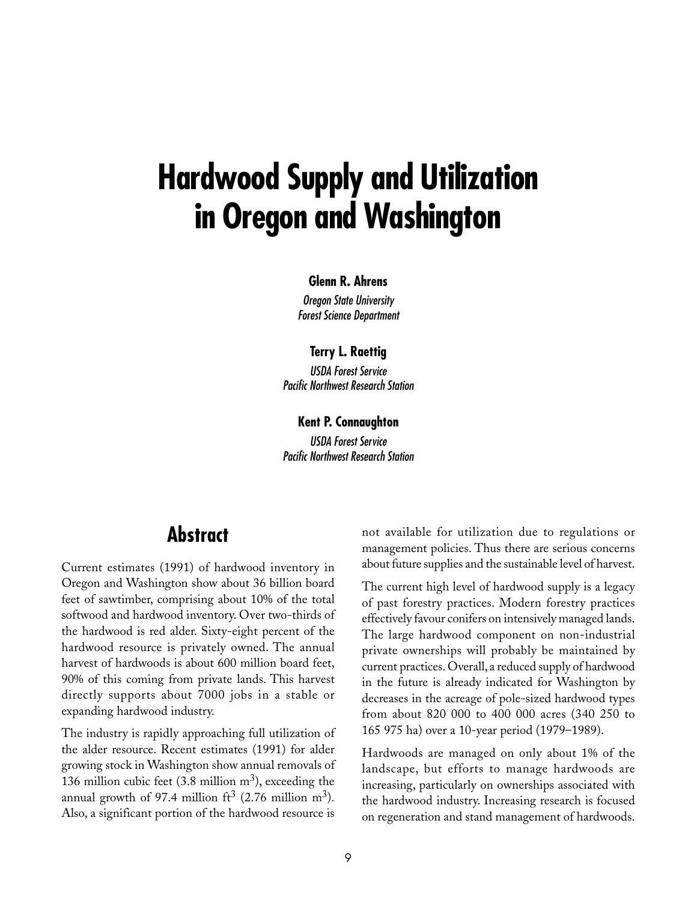# Hardwood Supply and Utilization in Oregon and Washington

**Glenn R. Ahrens**

*Oregon State University*
*Forest Science Department*

**Terry L. Raettig**

*USDA Forest Service*
*Pacific Northwest Research Station*

**Kent P. Connaughton**

*USDA Forest Service*
*Pacific Northwest Research Station*

## Abstract

Current estimates (1991) of hardwood inventory in Oregon and Washington show about 36 billion board feet of sawtimber, comprising about 10% of the total softwood and hardwood inventory. Over two-thirds of the hardwood is red alder. Sixty-eight percent of the hardwood resource is privately owned. The annual harvest of hardwoods is about 600 million board feet, 90% of this coming from private lands. This harvest directly supports about 7000 jobs in a stable or expanding hardwood industry.

The industry is rapidly approaching full utilization of the alder resource. Recent estimates (1991) for alder growing stock in Washington show annual removals of 136 million cubic feet (3.8 million $m^3$), exceeding the annual growth of 97.4 million $ft^3$ (2.76 million $m^3$). Also, a significant portion of the hardwood resource is not available for utilization due to regulations or management policies. Thus there are serious concerns about future supplies and the sustainable level of harvest.

The current high level of hardwood supply is a legacy of past forestry practices. Modern forestry practices effectively favour conifers on intensively managed lands. The large hardwood component on non-industrial private ownerships will probably be maintained by current practices. Overall, a reduced supply of hardwood in the future is already indicated for Washington by decreases in the acreage of pole-sized hardwood types from about 820 000 to 400 000 acres (340 250 to 165 975 ha) over a 10-year period (1979–1989).

Hardwoods are managed on only about 1% of the landscape, but efforts to manage hardwoods are increasing, particularly on ownerships associated with the hardwood industry. Increasing research is focused on regeneration and stand management of hardwoods.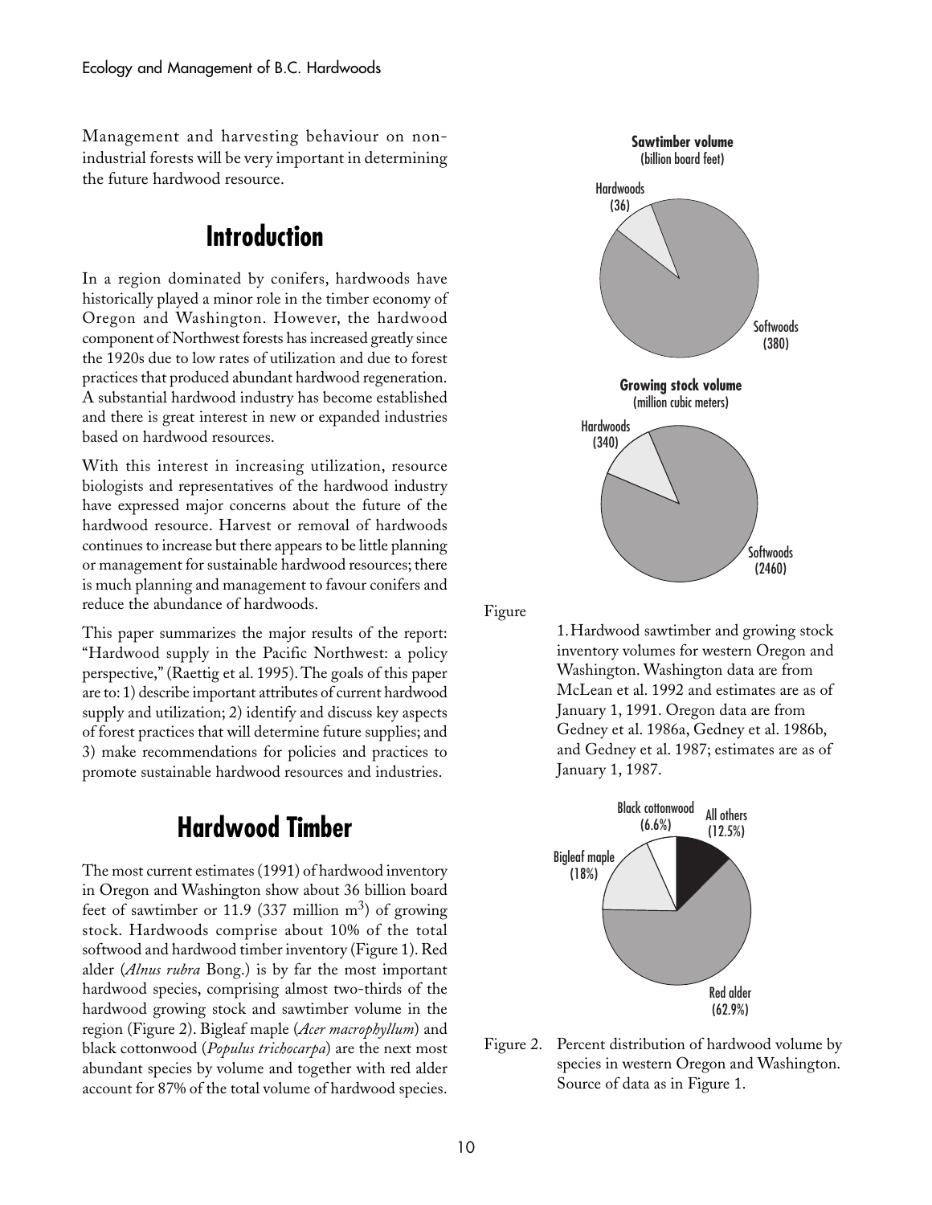Management and harvesting behaviour on non-industrial forests will be very important in determining the future hardwood resource.

## Introduction

In a region dominated by conifers, hardwoods have historically played a minor role in the timber economy of Oregon and Washington. However, the hardwood component of Northwest forests has increased greatly since the 1920s due to low rates of utilization and due to forest practices that produced abundant hardwood regeneration. A substantial hardwood industry has become established and there is great interest in new or expanded industries based on hardwood resources.

With this interest in increasing utilization, resource biologists and representatives of the hardwood industry have expressed major concerns about the future of the hardwood resource. Harvest or removal of hardwoods continues to increase but there appears to be little planning or management for sustainable hardwood resources; there is much planning and management to favour conifers and reduce the abundance of hardwoods.

This paper summarizes the major results of the report: "Hardwood supply in the Pacific Northwest: a policy perspective," (Raettig et al. 1995). The goals of this paper are to: 1) describe important attributes of current hardwood supply and utilization; 2) identify and discuss key aspects of forest practices that will determine future supplies; and 3) make recommendations for policies and practices to promote sustainable hardwood resources and industries.

## Hardwood Timber

The most current estimates (1991) of hardwood inventory in Oregon and Washington show about 36 billion board feet of sawtimber or 11.9 (337 million $m^3$) of growing stock. Hardwoods comprise about 10% of the total softwood and hardwood timber inventory (Figure 1). Red alder (*Alnus rubra* Bong.) is by far the most important hardwood species, comprising almost two-thirds of the hardwood growing stock and sawtimber volume in the region (Figure 2). Bigleaf maple (*Acer macrophyllum*) and black cottonwood (*Populus trichocarpa*) are the next most abundant species by volume and together with red alder account for 87% of the total volume of hardwood species.

**Sawtimber volume** (billion board feet)

Hardwoods (36)

Softwoods (380)

**Growing stock volume** (million cubic meters)

Hardwoods (340)

Softwoods (2460)

Figure 1. Hardwood sawtimber and growing stock inventory volumes for western Oregon and Washington. Washington data are from McLean et al. 1992 and estimates are as of January 1, 1991. Oregon data are from Gedney et al. 1986a, Gedney et al. 1986b, and Gedney et al. 1987; estimates are as of January 1, 1987.

Black cottonwood (6.6%)

All others (12.5%)

Bigleaf maple (18%)

Red alder (62.9%)

Figure 2. Percent distribution of hardwood volume by species in western Oregon and Washington. Source of data as in Figure 1.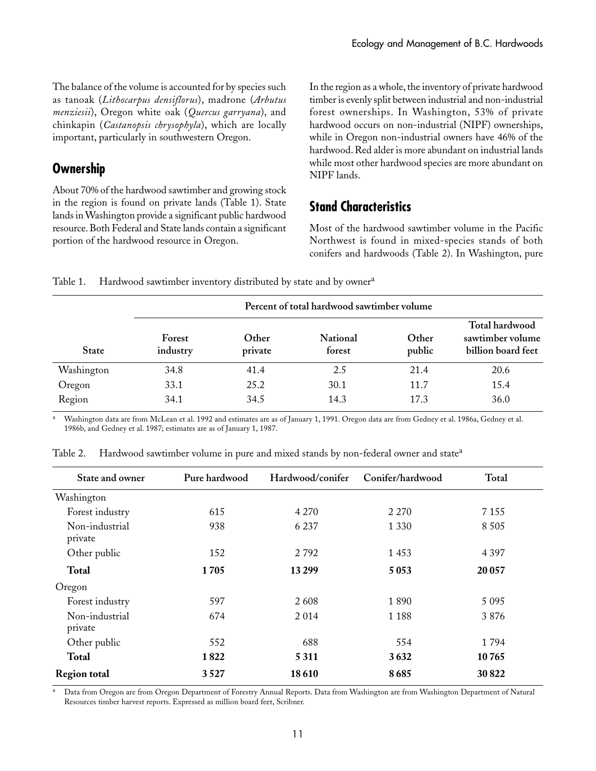The balance of the volume is accounted for by species such as tanoak (*Lithocarpus densiflorus*), madrone (*Arbutus menziesii*), Oregon white oak (*Quercus garryana*), and chinkapin (*Castanopsis chrysophyla*), which are locally important, particularly in southwestern Oregon.

## Ownership

About 70% of the hardwood sawtimber and growing stock in the region is found on private lands (Table 1). State lands in Washington provide a significant public hardwood resource. Both Federal and State lands contain a significant portion of the hardwood resource in Oregon.

In the region as a whole, the inventory of private hardwood timber is evenly split between industrial and non-industrial forest ownerships. In Washington, 53% of private hardwood occurs on non-industrial (NIPF) ownerships, while in Oregon non-industrial owners have 46% of the hardwood. Red alder is more abundant on industrial lands while most other hardwood species are more abundant on NIPF lands.

## Stand Characteristics

Most of the hardwood sawtimber volume in the Pacific Northwest is found in mixed-species stands of both conifers and hardwoods (Table 2). In Washington, pure

Table 1. Hardwood sawtimber inventory distributed by state and by owner[a]

| | Percent of total hardwood sawtimber volume | | | | |
|---|---|---|---|---|---|
| **State** | **Forest industry** | **Other private** | **National forest** | **Other public** | **Total hardwood sawtimber volume billion board feet** |
| Washington | 34.8 | 41.4 | 2.5 | 21.4 | 20.6 |
| Oregon | 33.1 | 25.2 | 30.1 | 11.7 | 15.4 |
| Region | 34.1 | 34.5 | 14.3 | 17.3 | 36.0 |

[a] Washington data are from McLean et al. 1992 and estimates are as of January 1, 1991. Oregon data are from Gedney et al. 1986a, Gedney et al. 1986b, and Gedney et al. 1987; estimates are as of January 1, 1987.

Table 2. Hardwood sawtimber volume in pure and mixed stands by non-federal owner and state[a]

| State and owner | Pure hardwood | Hardwood/conifer | Conifer/hardwood | Total |
|---|---|---|---|---|
| Washington | | | | |
| Forest industry | 615 | 4 270 | 2 270 | 7 155 |
| Non-industrial private | 938 | 6 237 | 1 330 | 8 505 |
| Other public | 152 | 2 792 | 1 453 | 4 397 |
| **Total** | **1 705** | **13 299** | **5 053** | **20 057** |
| Oregon | | | | |
| Forest industry | 597 | 2 608 | 1 890 | 5 095 |
| Non-industrial private | 674 | 2 014 | 1 188 | 3 876 |
| Other public | 552 | 688 | 554 | 1 794 |
| **Total** | **1 822** | **5 311** | **3 632** | **10 765** |
| **Region total** | **3 527** | **18 610** | **8 685** | **30 822** |

[a] Data from Oregon are from Oregon Department of Forestry Annual Reports. Data from Washington are from Washington Department of Natural Resources timber harvest reports. Expressed as million board feet, Scribner.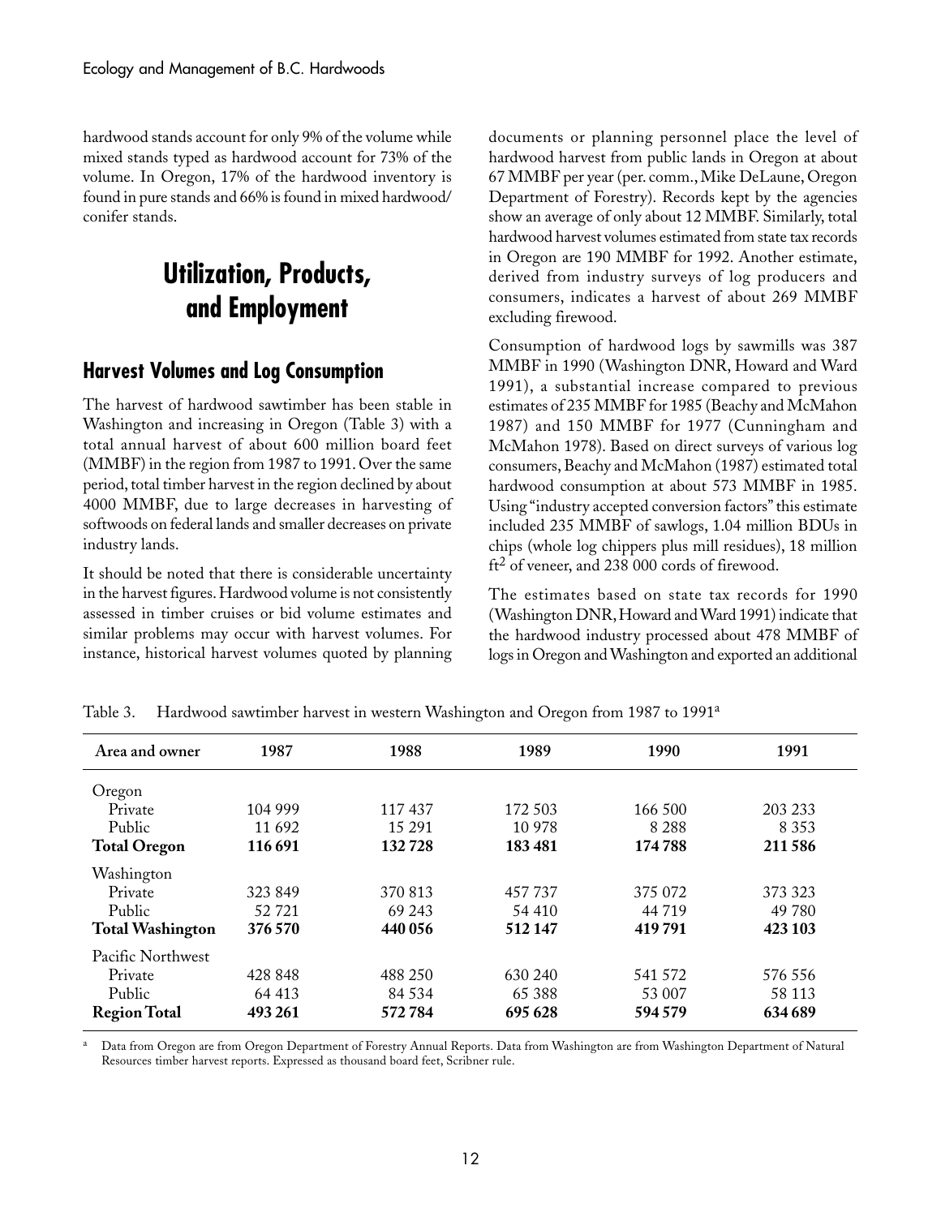hardwood stands account for only 9% of the volume while mixed stands typed as hardwood account for 73% of the volume. In Oregon, 17% of the hardwood inventory is found in pure stands and 66% is found in mixed hardwood/conifer stands.

# Utilization, Products, and Employment

## Harvest Volumes and Log Consumption

The harvest of hardwood sawtimber has been stable in Washington and increasing in Oregon (Table 3) with a total annual harvest of about 600 million board feet (MMBF) in the region from 1987 to 1991. Over the same period, total timber harvest in the region declined by about 4000 MMBF, due to large decreases in harvesting of softwoods on federal lands and smaller decreases on private industry lands.

It should be noted that there is considerable uncertainty in the harvest figures. Hardwood volume is not consistently assessed in timber cruises or bid volume estimates and similar problems may occur with harvest volumes. For instance, historical harvest volumes quoted by planning documents or planning personnel place the level of hardwood harvest from public lands in Oregon at about 67 MMBF per year (per. comm., Mike DeLaune, Oregon Department of Forestry). Records kept by the agencies show an average of only about 12 MMBF. Similarly, total hardwood harvest volumes estimated from state tax records in Oregon are 190 MMBF for 1992. Another estimate, derived from industry surveys of log producers and consumers, indicates a harvest of about 269 MMBF excluding firewood.

Consumption of hardwood logs by sawmills was 387 MMBF in 1990 (Washington DNR, Howard and Ward 1991), a substantial increase compared to previous estimates of 235 MMBF for 1985 (Beachy and McMahon 1987) and 150 MMBF for 1977 (Cunningham and McMahon 1978). Based on direct surveys of various log consumers, Beachy and McMahon (1987) estimated total hardwood consumption at about 573 MMBF in 1985. Using "industry accepted conversion factors" this estimate included 235 MMBF of sawlogs, 1.04 million BDUs in chips (whole log chippers plus mill residues), 18 million $ft^2$ of veneer, and 238 000 cords of firewood.

The estimates based on state tax records for 1990 (Washington DNR, Howard and Ward 1991) indicate that the hardwood industry processed about 478 MMBF of logs in Oregon and Washington and exported an additional

Table 3. Hardwood sawtimber harvest in western Washington and Oregon from 1987 to 1991[a]

| Area and owner | 1987 | 1988 | 1989 | 1990 | 1991 |
|---|---|---|---|---|---|
| Oregon | | | | | |
| Private | 104 999 | 117 437 | 172 503 | 166 500 | 203 233 |
| Public | 11 692 | 15 291 | 10 978 | 8 288 | 8 353 |
| **Total Oregon** | **116 691** | **132 728** | **183 481** | **174 788** | **211 586** |
| Washington | | | | | |
| Private | 323 849 | 370 813 | 457 737 | 375 072 | 373 323 |
| Public | 52 721 | 69 243 | 54 410 | 44 719 | 49 780 |
| **Total Washington** | **376 570** | **440 056** | **512 147** | **419 791** | **423 103** |
| Pacific Northwest | | | | | |
| Private | 428 848 | 488 250 | 630 240 | 541 572 | 576 556 |
| Public | 64 413 | 84 534 | 65 388 | 53 007 | 58 113 |
| **Region Total** | **493 261** | **572 784** | **695 628** | **594 579** | **634 689** |

[a] Data from Oregon are from Oregon Department of Forestry Annual Reports. Data from Washington are from Washington Department of Natural Resources timber harvest reports. Expressed as thousand board feet, Scribner rule.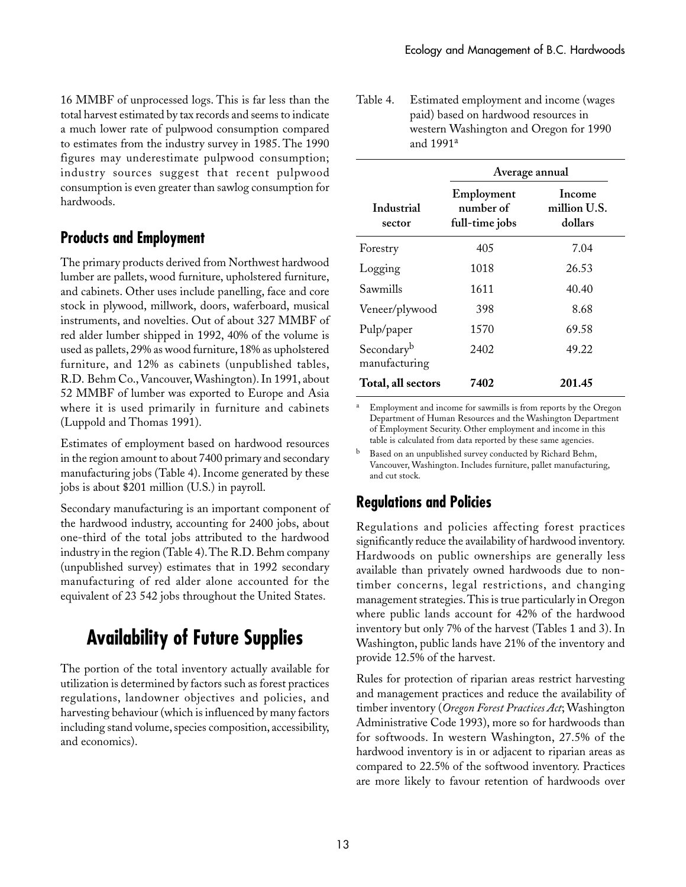16 MMBF of unprocessed logs. This is far less than the total harvest estimated by tax records and seems to indicate a much lower rate of pulpwood consumption compared to estimates from the industry survey in 1985. The 1990 figures may underestimate pulpwood consumption; industry sources suggest that recent pulpwood consumption is even greater than sawlog consumption for hardwoods.

### Products and Employment

The primary products derived from Northwest hardwood lumber are pallets, wood furniture, upholstered furniture, and cabinets. Other uses include panelling, face and core stock in plywood, millwork, doors, waferboard, musical instruments, and novelties. Out of about 327 MMBF of red alder lumber shipped in 1992, 40% of the volume is used as pallets, 29% as wood furniture, 18% as upholstered furniture, and 12% as cabinets (unpublished tables, R.D. Behm Co., Vancouver, Washington). In 1991, about 52 MMBF of lumber was exported to Europe and Asia where it is used primarily in furniture and cabinets (Luppold and Thomas 1991).

Estimates of employment based on hardwood resources in the region amount to about 7400 primary and secondary manufacturing jobs (Table 4). Income generated by these jobs is about $201 million (U.S.) in payroll.

Secondary manufacturing is an important component of the hardwood industry, accounting for 2400 jobs, about one-third of the total jobs attributed to the hardwood industry in the region (Table 4). The R.D. Behm company (unpublished survey) estimates that in 1992 secondary manufacturing of red alder alone accounted for the equivalent of 23 542 jobs throughout the United States.

Table 4. Estimated employment and income (wages paid) based on hardwood resources in western Washington and Oregon for 1990 and 1991[a]

| Industrial sector | Average annual | |
|---|---|---|
| | Employment number of full-time jobs | Income million U.S. dollars |
| Forestry | 405 | 7.04 |
| Logging | 1018 | 26.53 |
| Sawmills | 1611 | 40.40 |
| Veneer/plywood | 398 | 8.68 |
| Pulp/paper | 1570 | 69.58 |
| Secondary[b] manufacturing | 2402 | 49.22 |
| **Total, all sectors** | **7402** | **201.45** |

[a] Employment and income for sawmills is from reports by the Oregon Department of Human Resources and the Washington Department of Employment Security. Other employment and income in this table is calculated from data reported by these same agencies.

[b] Based on an unpublished survey conducted by Richard Behm, Vancouver, Washington. Includes furniture, pallet manufacturing, and cut stock.

## Availability of Future Supplies

The portion of the total inventory actually available for utilization is determined by factors such as forest practices regulations, landowner objectives and policies, and harvesting behaviour (which is influenced by many factors including stand volume, species composition, accessibility, and economics).

### Regulations and Policies

Regulations and policies affecting forest practices significantly reduce the availability of hardwood inventory. Hardwoods on public ownerships are generally less available than privately owned hardwoods due to non-timber concerns, legal restrictions, and changing management strategies. This is true particularly in Oregon where public lands account for 42% of the hardwood inventory but only 7% of the harvest (Tables 1 and 3). In Washington, public lands have 21% of the inventory and provide 12.5% of the harvest.

Rules for protection of riparian areas restrict harvesting and management practices and reduce the availability of timber inventory (*Oregon Forest Practices Act*; Washington Administrative Code 1993), more so for hardwoods than for softwoods. In western Washington, 27.5% of the hardwood inventory is in or adjacent to riparian areas as compared to 22.5% of the softwood inventory. Practices are more likely to favour retention of hardwoods over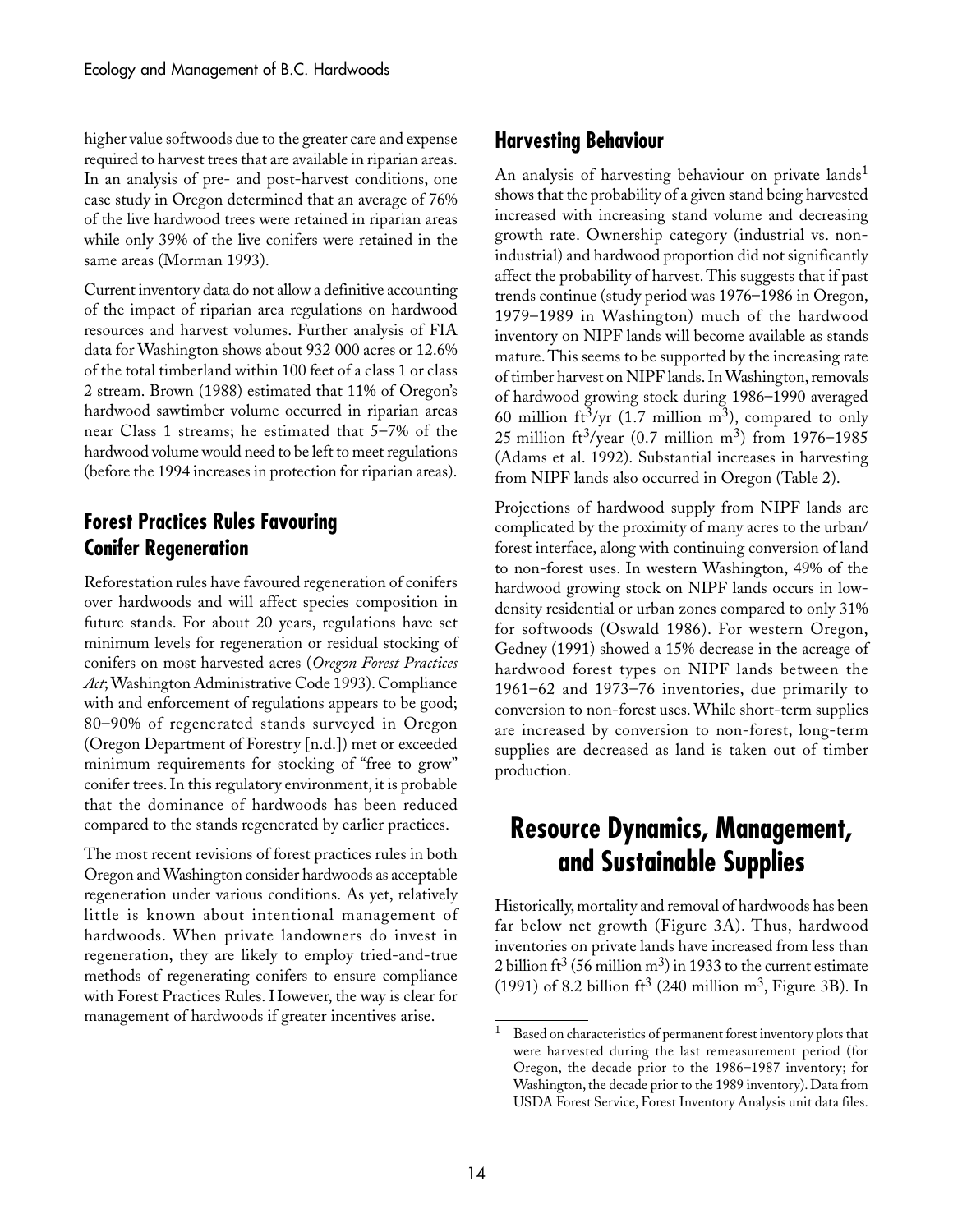higher value softwoods due to the greater care and expense required to harvest trees that are available in riparian areas. In an analysis of pre- and post-harvest conditions, one case study in Oregon determined that an average of 76% of the live hardwood trees were retained in riparian areas while only 39% of the live conifers were retained in the same areas (Morman 1993).

Current inventory data do not allow a definitive accounting of the impact of riparian area regulations on hardwood resources and harvest volumes. Further analysis of FIA data for Washington shows about 932 000 acres or 12.6% of the total timberland within 100 feet of a class 1 or class 2 stream. Brown (1988) estimated that 11% of Oregon's hardwood sawtimber volume occurred in riparian areas near Class 1 streams; he estimated that 5–7% of the hardwood volume would need to be left to meet regulations (before the 1994 increases in protection for riparian areas).

## Forest Practices Rules Favouring Conifer Regeneration

Reforestation rules have favoured regeneration of conifers over hardwoods and will affect species composition in future stands. For about 20 years, regulations have set minimum levels for regeneration or residual stocking of conifers on most harvested acres (*Oregon Forest Practices Act*; Washington Administrative Code 1993). Compliance with and enforcement of regulations appears to be good; 80–90% of regenerated stands surveyed in Oregon (Oregon Department of Forestry [n.d.]) met or exceeded minimum requirements for stocking of "free to grow" conifer trees. In this regulatory environment, it is probable that the dominance of hardwoods has been reduced compared to the stands regenerated by earlier practices.

The most recent revisions of forest practices rules in both Oregon and Washington consider hardwoods as acceptable regeneration under various conditions. As yet, relatively little is known about intentional management of hardwoods. When private landowners do invest in regeneration, they are likely to employ tried-and-true methods of regenerating conifers to ensure compliance with Forest Practices Rules. However, the way is clear for management of hardwoods if greater incentives arise.

## Harvesting Behaviour

An analysis of harvesting behaviour on private lands[1] shows that the probability of a given stand being harvested increased with increasing stand volume and decreasing growth rate. Ownership category (industrial vs. non-industrial) and hardwood proportion did not significantly affect the probability of harvest. This suggests that if past trends continue (study period was 1976–1986 in Oregon, 1979–1989 in Washington) much of the hardwood inventory on NIPF lands will become available as stands mature. This seems to be supported by the increasing rate of timber harvest on NIPF lands. In Washington, removals of hardwood growing stock during 1986–1990 averaged 60 million $ft^3$/yr (1.7 million $m^3$), compared to only 25 million $ft^3$/year (0.7 million $m^3$) from 1976–1985 (Adams et al. 1992). Substantial increases in harvesting from NIPF lands also occurred in Oregon (Table 2).

Projections of hardwood supply from NIPF lands are complicated by the proximity of many acres to the urban/forest interface, along with continuing conversion of land to non-forest uses. In western Washington, 49% of the hardwood growing stock on NIPF lands occurs in low-density residential or urban zones compared to only 31% for softwoods (Oswald 1986). For western Oregon, Gedney (1991) showed a 15% decrease in the acreage of hardwood forest types on NIPF lands between the 1961–62 and 1973–76 inventories, due primarily to conversion to non-forest uses. While short-term supplies are increased by conversion to non-forest, long-term supplies are decreased as land is taken out of timber production.

# Resource Dynamics, Management, and Sustainable Supplies

Historically, mortality and removal of hardwoods has been far below net growth (Figure 3A). Thus, hardwood inventories on private lands have increased from less than 2 billion $ft^3$ (56 million $m^3$) in 1933 to the current estimate (1991) of 8.2 billion $ft^3$ (240 million $m^3$, Figure 3B). In

[1] Based on characteristics of permanent forest inventory plots that were harvested during the last remeasurement period (for Oregon, the decade prior to the 1986–1987 inventory; for Washington, the decade prior to the 1989 inventory). Data from USDA Forest Service, Forest Inventory Analysis unit data files.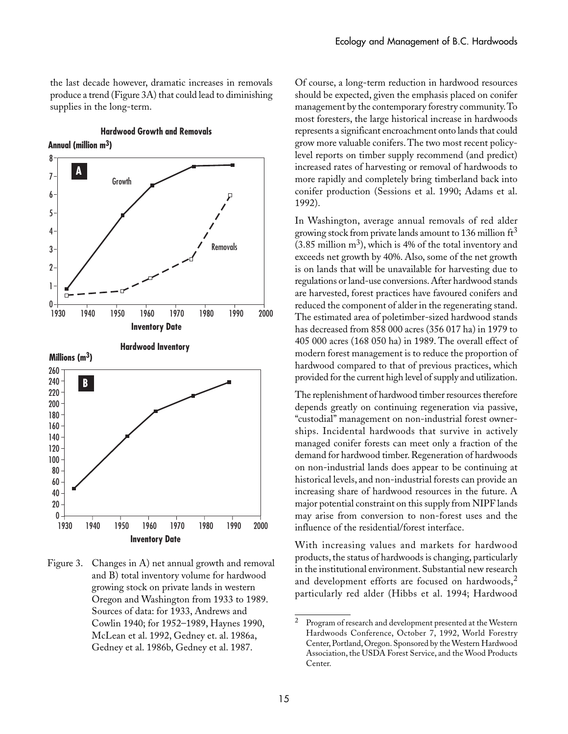the last decade however, dramatic increases in removals produce a trend (Figure 3A) that could lead to diminishing supplies in the long-term.

Figure 3. Changes in A) net annual growth and removal and B) total inventory volume for hardwood growing stock on private lands in western Oregon and Washington from 1933 to 1989. Sources of data: for 1933, Andrews and Cowlin 1940; for 1952–1989, Haynes 1990, McLean et al. 1992, Gedney et. al. 1986a, Gedney et al. 1986b, Gedney et al. 1987.

Of course, a long-term reduction in hardwood resources should be expected, given the emphasis placed on conifer management by the contemporary forestry community. To most foresters, the large historical increase in hardwoods represents a significant encroachment onto lands that could grow more valuable conifers. The two most recent policy-level reports on timber supply recommend (and predict) increased rates of harvesting or removal of hardwoods to more rapidly and completely bring timberland back into conifer production (Sessions et al. 1990; Adams et al. 1992).

In Washington, average annual removals of red alder growing stock from private lands amount to 136 million $ft^3$ (3.85 million $m^3$), which is 4% of the total inventory and exceeds net growth by 40%. Also, some of the net growth is on lands that will be unavailable for harvesting due to regulations or land-use conversions. After hardwood stands are harvested, forest practices have favoured conifers and reduced the component of alder in the regenerating stand. The estimated area of poletimber-sized hardwood stands has decreased from 858 000 acres (356 017 ha) in 1979 to 405 000 acres (168 050 ha) in 1989. The overall effect of modern forest management is to reduce the proportion of hardwood compared to that of previous practices, which provided for the current high level of supply and utilization.

The replenishment of hardwood timber resources therefore depends greatly on continuing regeneration via passive, "custodial" management on non-industrial forest ownerships. Incidental hardwoods that survive in actively managed conifer forests can meet only a fraction of the demand for hardwood timber. Regeneration of hardwoods on non-industrial lands does appear to be continuing at historical levels, and non-industrial forests can provide an increasing share of hardwood resources in the future. A major potential constraint on this supply from NIPF lands may arise from conversion to non-forest uses and the influence of the residential/forest interface.

With increasing values and markets for hardwood products, the status of hardwoods is changing, particularly in the institutional environment. Substantial new research and development efforts are focused on hardwoods,[2] particularly red alder (Hibbs et al. 1994; Hardwood

[2] Program of research and development presented at the Western Hardwoods Conference, October 7, 1992, World Forestry Center, Portland, Oregon. Sponsored by the Western Hardwood Association, the USDA Forest Service, and the Wood Products Center.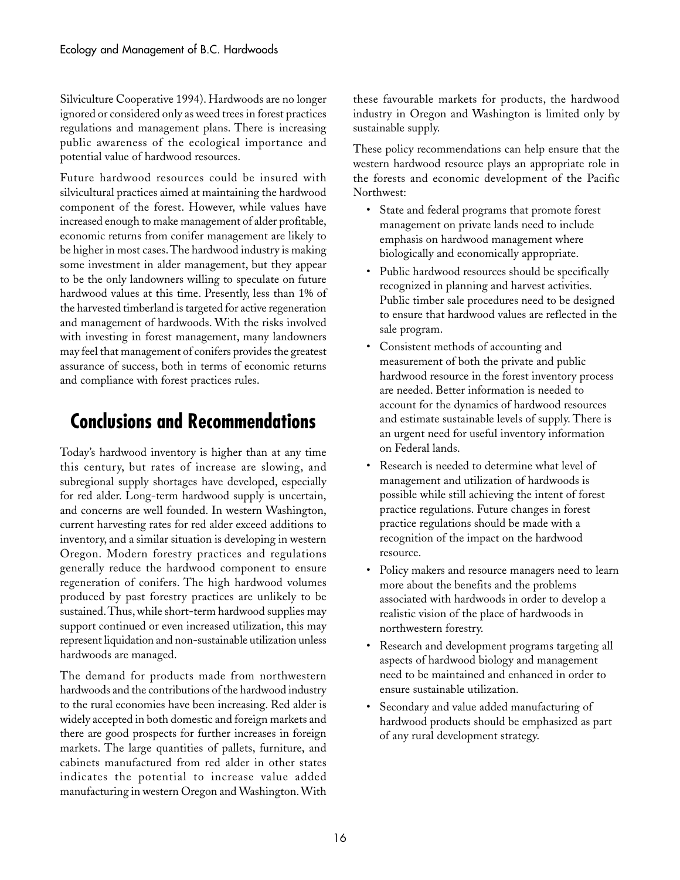Silviculture Cooperative 1994). Hardwoods are no longer ignored or considered only as weed trees in forest practices regulations and management plans. There is increasing public awareness of the ecological importance and potential value of hardwood resources.

Future hardwood resources could be insured with silvicultural practices aimed at maintaining the hardwood component of the forest. However, while values have increased enough to make management of alder profitable, economic returns from conifer management are likely to be higher in most cases. The hardwood industry is making some investment in alder management, but they appear to be the only landowners willing to speculate on future hardwood values at this time. Presently, less than 1% of the harvested timberland is targeted for active regeneration and management of hardwoods. With the risks involved with investing in forest management, many landowners may feel that management of conifers provides the greatest assurance of success, both in terms of economic returns and compliance with forest practices rules.

## Conclusions and Recommendations

Today's hardwood inventory is higher than at any time this century, but rates of increase are slowing, and subregional supply shortages have developed, especially for red alder. Long-term hardwood supply is uncertain, and concerns are well founded. In western Washington, current harvesting rates for red alder exceed additions to inventory, and a similar situation is developing in western Oregon. Modern forestry practices and regulations generally reduce the hardwood component to ensure regeneration of conifers. The high hardwood volumes produced by past forestry practices are unlikely to be sustained. Thus, while short-term hardwood supplies may support continued or even increased utilization, this may represent liquidation and non-sustainable utilization unless hardwoods are managed.

The demand for products made from northwestern hardwoods and the contributions of the hardwood industry to the rural economies have been increasing. Red alder is widely accepted in both domestic and foreign markets and there are good prospects for further increases in foreign markets. The large quantities of pallets, furniture, and cabinets manufactured from red alder in other states indicates the potential to increase value added manufacturing in western Oregon and Washington. With these favourable markets for products, the hardwood industry in Oregon and Washington is limited only by sustainable supply.

These policy recommendations can help ensure that the western hardwood resource plays an appropriate role in the forests and economic development of the Pacific Northwest:

- State and federal programs that promote forest management on private lands need to include emphasis on hardwood management where biologically and economically appropriate.
- Public hardwood resources should be specifically recognized in planning and harvest activities. Public timber sale procedures need to be designed to ensure that hardwood values are reflected in the sale program.
- Consistent methods of accounting and measurement of both the private and public hardwood resource in the forest inventory process are needed. Better information is needed to account for the dynamics of hardwood resources and estimate sustainable levels of supply. There is an urgent need for useful inventory information on Federal lands.
- Research is needed to determine what level of management and utilization of hardwoods is possible while still achieving the intent of forest practice regulations. Future changes in forest practice regulations should be made with a recognition of the impact on the hardwood resource.
- Policy makers and resource managers need to learn more about the benefits and the problems associated with hardwoods in order to develop a realistic vision of the place of hardwoods in northwestern forestry.
- Research and development programs targeting all aspects of hardwood biology and management need to be maintained and enhanced in order to ensure sustainable utilization.
- Secondary and value added manufacturing of hardwood products should be emphasized as part of any rural development strategy.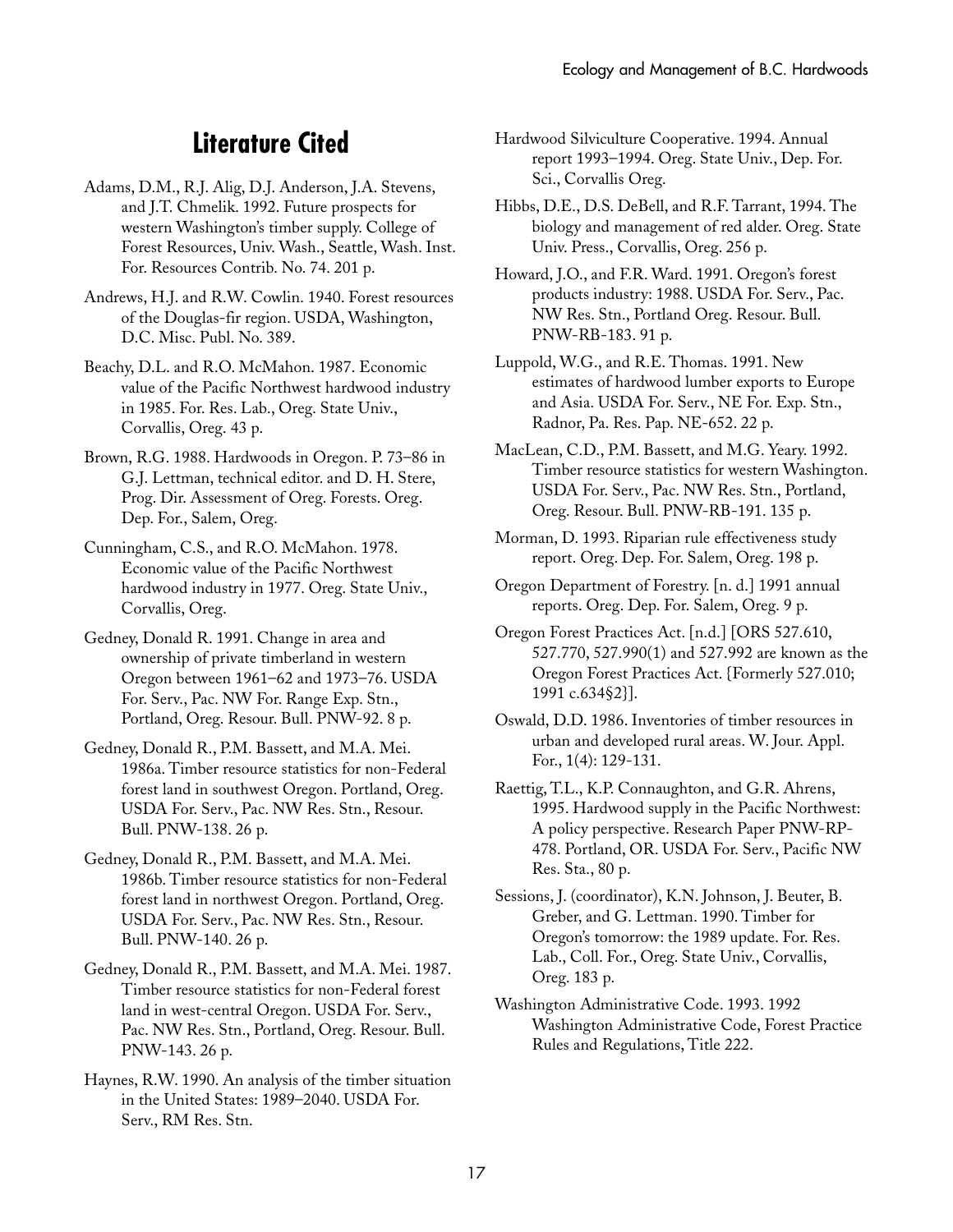# Literature Cited

Adams, D.M., R.J. Alig, D.J. Anderson, J.A. Stevens, and J.T. Chmelik. 1992. Future prospects for western Washington's timber supply. College of Forest Resources, Univ. Wash., Seattle, Wash. Inst. For. Resources Contrib. No. 74. 201 p.

Andrews, H.J. and R.W. Cowlin. 1940. Forest resources of the Douglas-fir region. USDA, Washington, D.C. Misc. Publ. No. 389.

Beachy, D.L. and R.O. McMahon. 1987. Economic value of the Pacific Northwest hardwood industry in 1985. For. Res. Lab., Oreg. State Univ., Corvallis, Oreg. 43 p.

Brown, R.G. 1988. Hardwoods in Oregon. P. 73–86 in G.J. Lettman, technical editor. and D. H. Stere, Prog. Dir. Assessment of Oreg. Forests. Oreg. Dep. For., Salem, Oreg.

Cunningham, C.S., and R.O. McMahon. 1978. Economic value of the Pacific Northwest hardwood industry in 1977. Oreg. State Univ., Corvallis, Oreg.

Gedney, Donald R. 1991. Change in area and ownership of private timberland in western Oregon between 1961–62 and 1973–76. USDA For. Serv., Pac. NW For. Range Exp. Stn., Portland, Oreg. Resour. Bull. PNW-92. 8 p.

Gedney, Donald R., P.M. Bassett, and M.A. Mei. 1986a. Timber resource statistics for non-Federal forest land in southwest Oregon. Portland, Oreg. USDA For. Serv., Pac. NW Res. Stn., Resour. Bull. PNW-138. 26 p.

Gedney, Donald R., P.M. Bassett, and M.A. Mei. 1986b. Timber resource statistics for non-Federal forest land in northwest Oregon. Portland, Oreg. USDA For. Serv., Pac. NW Res. Stn., Resour. Bull. PNW-140. 26 p.

Gedney, Donald R., P.M. Bassett, and M.A. Mei. 1987. Timber resource statistics for non-Federal forest land in west-central Oregon. USDA For. Serv., Pac. NW Res. Stn., Portland, Oreg. Resour. Bull. PNW-143. 26 p.

Haynes, R.W. 1990. An analysis of the timber situation in the United States: 1989–2040. USDA For. Serv., RM Res. Stn.

Hardwood Silviculture Cooperative. 1994. Annual report 1993–1994. Oreg. State Univ., Dep. For. Sci., Corvallis Oreg.

Hibbs, D.E., D.S. DeBell, and R.F. Tarrant, 1994. The biology and management of red alder. Oreg. State Univ. Press., Corvallis, Oreg. 256 p.

Howard, J.O., and F.R. Ward. 1991. Oregon's forest products industry: 1988. USDA For. Serv., Pac. NW Res. Stn., Portland Oreg. Resour. Bull. PNW-RB-183. 91 p.

Luppold, W.G., and R.E. Thomas. 1991. New estimates of hardwood lumber exports to Europe and Asia. USDA For. Serv., NE For. Exp. Stn., Radnor, Pa. Res. Pap. NE-652. 22 p.

MacLean, C.D., P.M. Bassett, and M.G. Yeary. 1992. Timber resource statistics for western Washington. USDA For. Serv., Pac. NW Res. Stn., Portland, Oreg. Resour. Bull. PNW-RB-191. 135 p.

Morman, D. 1993. Riparian rule effectiveness study report. Oreg. Dep. For. Salem, Oreg. 198 p.

Oregon Department of Forestry. [n. d.] 1991 annual reports. Oreg. Dep. For. Salem, Oreg. 9 p.

Oregon Forest Practices Act. [n.d.] [ORS 527.610, 527.770, 527.990(1) and 527.992 are known as the Oregon Forest Practices Act. {Formerly 527.010; 1991 c.634§2}].

Oswald, D.D. 1986. Inventories of timber resources in urban and developed rural areas. W. Jour. Appl. For., 1(4): 129-131.

Raettig, T.L., K.P. Connaughton, and G.R. Ahrens, 1995. Hardwood supply in the Pacific Northwest: A policy perspective. Research Paper PNW-RP-478. Portland, OR. USDA For. Serv., Pacific NW Res. Sta., 80 p.

Sessions, J. (coordinator), K.N. Johnson, J. Beuter, B. Greber, and G. Lettman. 1990. Timber for Oregon's tomorrow: the 1989 update. For. Res. Lab., Coll. For., Oreg. State Univ., Corvallis, Oreg. 183 p.

Washington Administrative Code. 1993. 1992 Washington Administrative Code, Forest Practice Rules and Regulations, Title 222.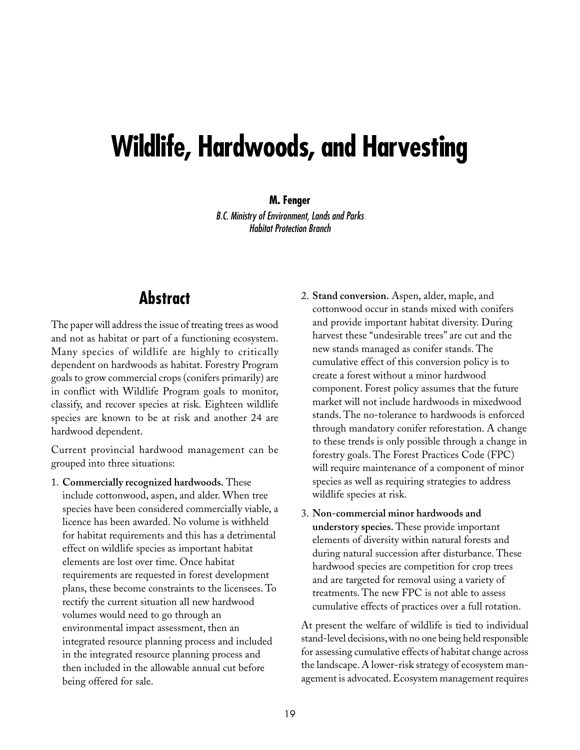# Wildlife, Hardwoods, and Harvesting

**M. Fenger**
*B.C. Ministry of Environment, Lands and Parks*
*Habitat Protection Branch*

## Abstract

The paper will address the issue of treating trees as wood and not as habitat or part of a functioning ecosystem. Many species of wildlife are highly to critically dependent on hardwoods as habitat. Forestry Program goals to grow commercial crops (conifers primarily) are in conflict with Wildlife Program goals to monitor, classify, and recover species at risk. Eighteen wildlife species are known to be at risk and another 24 are hardwood dependent.

Current provincial hardwood management can be grouped into three situations:

1. **Commercially recognized hardwoods.** These include cottonwood, aspen, and alder. When tree species have been considered commercially viable, a licence has been awarded. No volume is withheld for habitat requirements and this has a detrimental effect on wildlife species as important habitat elements are lost over time. Once habitat requirements are requested in forest development plans, these become constraints to the licensees. To rectify the current situation all new hardwood volumes would need to go through an environmental impact assessment, then an integrated resource planning process and included in the integrated resource planning process and then included in the allowable annual cut before being offered for sale.
2. **Stand conversion.** Aspen, alder, maple, and cottonwood occur in stands mixed with conifers and provide important habitat diversity. During harvest these "undesirable trees" are cut and the new stands managed as conifer stands. The cumulative effect of this conversion policy is to create a forest without a minor hardwood component. Forest policy assumes that the future market will not include hardwoods in mixedwood stands. The no-tolerance to hardwoods is enforced through mandatory conifer reforestation. A change to these trends is only possible through a change in forestry goals. The Forest Practices Code (FPC) will require maintenance of a component of minor species as well as requiring strategies to address wildlife species at risk.
3. **Non-commercial minor hardwoods and understory species.** These provide important elements of diversity within natural forests and during natural succession after disturbance. These hardwood species are competition for crop trees and are targeted for removal using a variety of treatments. The new FPC is not able to assess cumulative effects of practices over a full rotation.

At present the welfare of wildlife is tied to individual stand-level decisions, with no one being held responsible for assessing cumulative effects of habitat change across the landscape. A lower-risk strategy of ecosystem management is advocated. Ecosystem management requires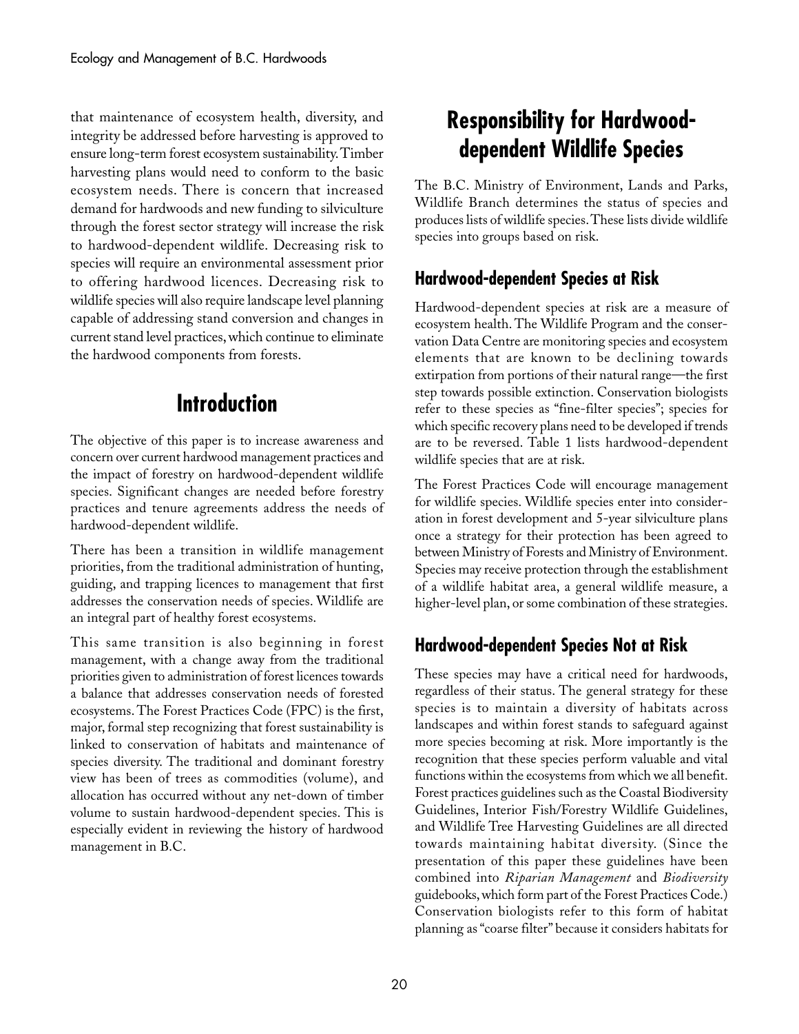that maintenance of ecosystem health, diversity, and integrity be addressed before harvesting is approved to ensure long-term forest ecosystem sustainability. Timber harvesting plans would need to conform to the basic ecosystem needs. There is concern that increased demand for hardwoods and new funding to silviculture through the forest sector strategy will increase the risk to hardwood-dependent wildlife. Decreasing risk to species will require an environmental assessment prior to offering hardwood licences. Decreasing risk to wildlife species will also require landscape level planning capable of addressing stand conversion and changes in current stand level practices, which continue to eliminate the hardwood components from forests.

## Introduction

The objective of this paper is to increase awareness and concern over current hardwood management practices and the impact of forestry on hardwood-dependent wildlife species. Significant changes are needed before forestry practices and tenure agreements address the needs of hardwood-dependent wildlife.

There has been a transition in wildlife management priorities, from the traditional administration of hunting, guiding, and trapping licences to management that first addresses the conservation needs of species. Wildlife are an integral part of healthy forest ecosystems.

This same transition is also beginning in forest management, with a change away from the traditional priorities given to administration of forest licences towards a balance that addresses conservation needs of forested ecosystems. The Forest Practices Code (FPC) is the first, major, formal step recognizing that forest sustainability is linked to conservation of habitats and maintenance of species diversity. The traditional and dominant forestry view has been of trees as commodities (volume), and allocation has occurred without any net-down of timber volume to sustain hardwood-dependent species. This is especially evident in reviewing the history of hardwood management in B.C.

## Responsibility for Hardwood-dependent Wildlife Species

The B.C. Ministry of Environment, Lands and Parks, Wildlife Branch determines the status of species and produces lists of wildlife species. These lists divide wildlife species into groups based on risk.

### Hardwood-dependent Species at Risk

Hardwood-dependent species at risk are a measure of ecosystem health. The Wildlife Program and the conservation Data Centre are monitoring species and ecosystem elements that are known to be declining towards extirpation from portions of their natural range—the first step towards possible extinction. Conservation biologists refer to these species as "fine-filter species"; species for which specific recovery plans need to be developed if trends are to be reversed. Table 1 lists hardwood-dependent wildlife species that are at risk.

The Forest Practices Code will encourage management for wildlife species. Wildlife species enter into consideration in forest development and 5-year silviculture plans once a strategy for their protection has been agreed to between Ministry of Forests and Ministry of Environment. Species may receive protection through the establishment of a wildlife habitat area, a general wildlife measure, a higher-level plan, or some combination of these strategies.

### Hardwood-dependent Species Not at Risk

These species may have a critical need for hardwoods, regardless of their status. The general strategy for these species is to maintain a diversity of habitats across landscapes and within forest stands to safeguard against more species becoming at risk. More importantly is the recognition that these species perform valuable and vital functions within the ecosystems from which we all benefit. Forest practices guidelines such as the Coastal Biodiversity Guidelines, Interior Fish/Forestry Wildlife Guidelines, and Wildlife Tree Harvesting Guidelines are all directed towards maintaining habitat diversity. (Since the presentation of this paper these guidelines have been combined into *Riparian Management* and *Biodiversity* guidebooks, which form part of the Forest Practices Code.) Conservation biologists refer to this form of habitat planning as "coarse filter" because it considers habitats for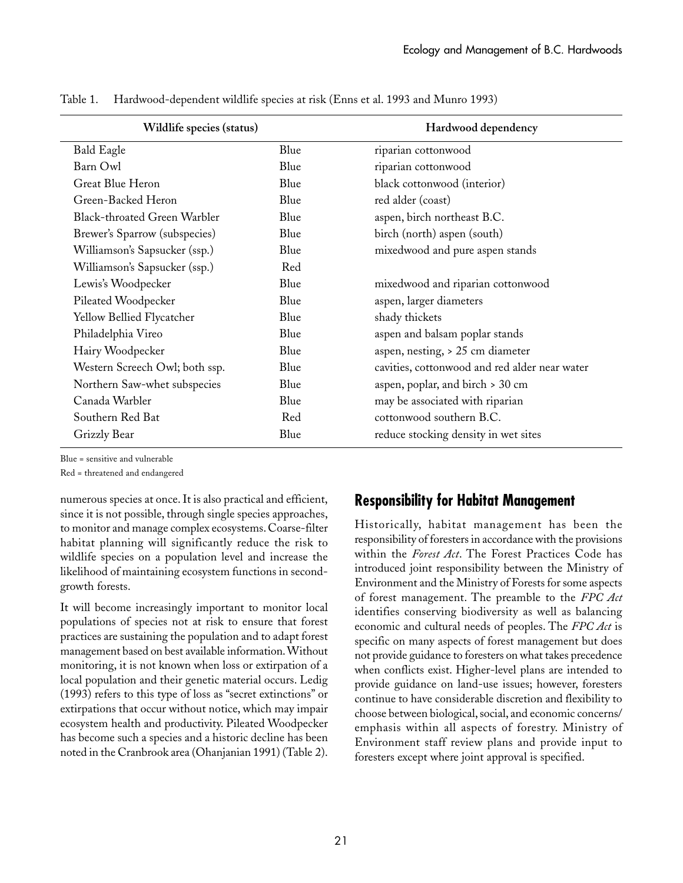Table 1. Hardwood-dependent wildlife species at risk (Enns et al. 1993 and Munro 1993)

| Wildlife species (status) | | Hardwood dependency |
|---|---|---|
| Bald Eagle | Blue | riparian cottonwood |
| Barn Owl | Blue | riparian cottonwood |
| Great Blue Heron | Blue | black cottonwood (interior) |
| Green-Backed Heron | Blue | red alder (coast) |
| Black-throated Green Warbler | Blue | aspen, birch northeast B.C. |
| Brewer's Sparrow (subspecies) | Blue | birch (north) aspen (south) |
| Williamson's Sapsucker (ssp.) | Blue | mixedwood and pure aspen stands |
| Williamson's Sapsucker (ssp.) | Red | |
| Lewis's Woodpecker | Blue | mixedwood and riparian cottonwood |
| Pileated Woodpecker | Blue | aspen, larger diameters |
| Yellow Bellied Flycatcher | Blue | shady thickets |
| Philadelphia Vireo | Blue | aspen and balsam poplar stands |
| Hairy Woodpecker | Blue | aspen, nesting, > 25 cm diameter |
| Western Screech Owl; both ssp. | Blue | cavities, cottonwood and red alder near water |
| Northern Saw-whet subspecies | Blue | aspen, poplar, and birch > 30 cm |
| Canada Warbler | Blue | may be associated with riparian |
| Southern Red Bat | Red | cottonwood southern B.C. |
| Grizzly Bear | Blue | reduce stocking density in wet sites |

Blue = sensitive and vulnerable
Red = threatened and endangered

numerous species at once. It is also practical and efficient, since it is not possible, through single species approaches, to monitor and manage complex ecosystems. Coarse-filter habitat planning will significantly reduce the risk to wildlife species on a population level and increase the likelihood of maintaining ecosystem functions in second-growth forests.

It will become increasingly important to monitor local populations of species not at risk to ensure that forest practices are sustaining the population and to adapt forest management based on best available information. Without monitoring, it is not known when loss or extirpation of a local population and their genetic material occurs. Ledig (1993) refers to this type of loss as "secret extinctions" or extirpations that occur without notice, which may impair ecosystem health and productivity. Pileated Woodpecker has become such a species and a historic decline has been noted in the Cranbrook area (Ohanjanian 1991) (Table 2).

## Responsibility for Habitat Management

Historically, habitat management has been the responsibility of foresters in accordance with the provisions within the *Forest Act*. The Forest Practices Code has introduced joint responsibility between the Ministry of Environment and the Ministry of Forests for some aspects of forest management. The preamble to the *FPC Act* identifies conserving biodiversity as well as balancing economic and cultural needs of peoples. The *FPC Act* is specific on many aspects of forest management but does not provide guidance to foresters on what takes precedence when conflicts exist. Higher-level plans are intended to provide guidance on land-use issues; however, foresters continue to have considerable discretion and flexibility to choose between biological, social, and economic concerns/emphasis within all aspects of forestry. Ministry of Environment staff review plans and provide input to foresters except where joint approval is specified.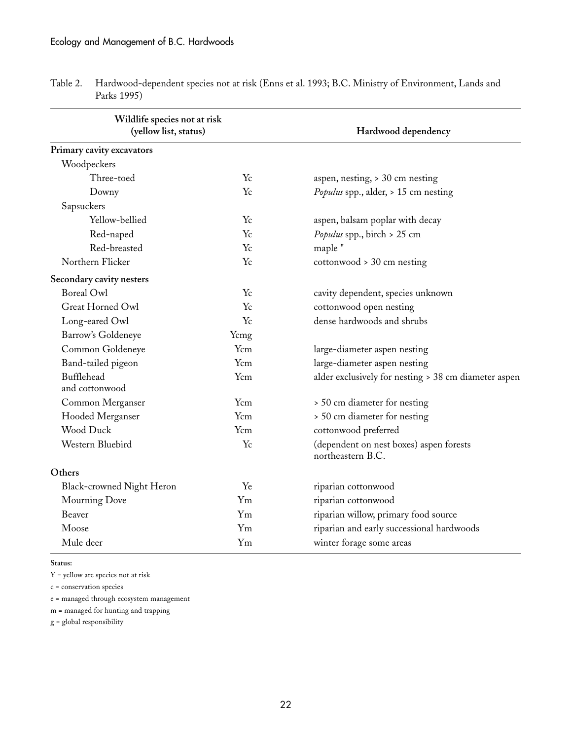Table 2. Hardwood-dependent species not at risk (Enns et al. 1993; B.C. Ministry of Environment, Lands and Parks 1995)

| Wildlife species not at risk (yellow list, status) | | Hardwood dependency |
|---|---|---|
| **Primary cavity excavators** | | |
| Woodpeckers | | |
| Three-toed | Yc | aspen, nesting, > 30 cm nesting |
| Downy | Yc | *Populus* spp., alder, > 15 cm nesting |
| Sapsuckers | | |
| Yellow-bellied | Yc | aspen, balsam poplar with decay |
| Red-naped | Yc | *Populus* spp., birch > 25 cm |
| Red-breasted | Yc | maple " |
| Northern Flicker | Yc | cottonwood > 30 cm nesting |
| **Secondary cavity nesters** | | |
| Boreal Owl | Yc | cavity dependent, species unknown |
| Great Horned Owl | Yc | cottonwood open nesting |
| Long-eared Owl | Yc | dense hardwoods and shrubs |
| Barrow's Goldeneye | Ycmg | |
| Common Goldeneye | Ycm | large-diameter aspen nesting |
| Band-tailed pigeon | Ycm | large-diameter aspen nesting |
| Bufflehead and cottonwood | Ycm | alder exclusively for nesting > 38 cm diameter aspen |
| Common Merganser | Ycm | > 50 cm diameter for nesting |
| Hooded Merganser | Ycm | > 50 cm diameter for nesting |
| Wood Duck | Ycm | cottonwood preferred |
| Western Bluebird | Yc | (dependent on nest boxes) aspen forests northeastern B.C. |
| **Others** | | |
| Black-crowned Night Heron | Ye | riparian cottonwood |
| Mourning Dove | Ym | riparian cottonwood |
| Beaver | Ym | riparian willow, primary food source |
| Moose | Ym | riparian and early successional hardwoods |
| Mule deer | Ym | winter forage some areas |

**Status:**

Y = yellow are species not at risk

c = conservation species

e = managed through ecosystem management

m = managed for hunting and trapping

g = global responsibility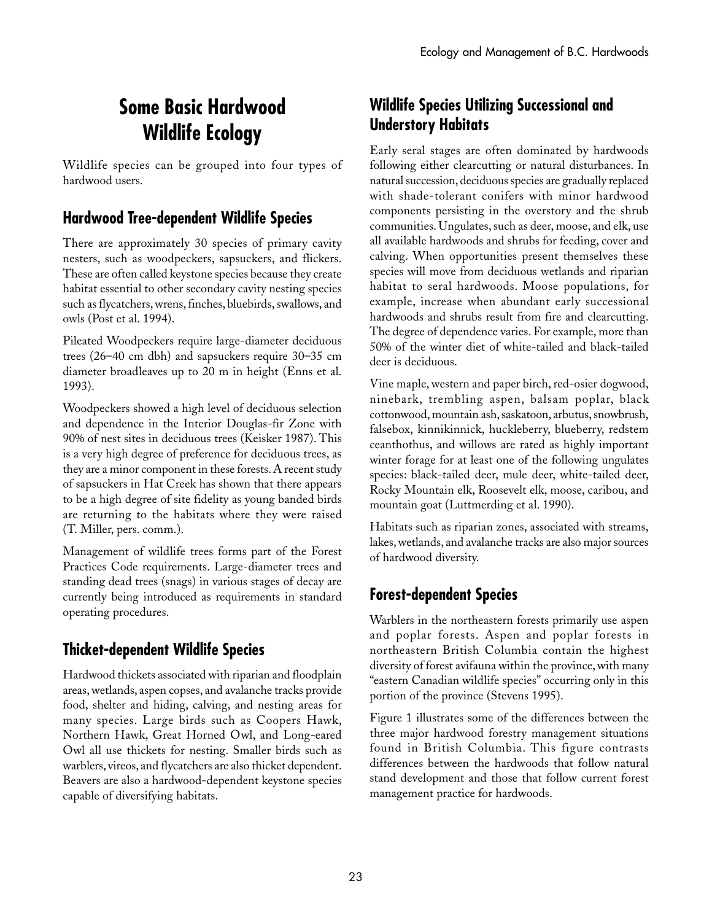# Some Basic Hardwood Wildlife Ecology

Wildlife species can be grouped into four types of hardwood users.

## Hardwood Tree-dependent Wildlife Species

There are approximately 30 species of primary cavity nesters, such as woodpeckers, sapsuckers, and flickers. These are often called keystone species because they create habitat essential to other secondary cavity nesting species such as flycatchers, wrens, finches, bluebirds, swallows, and owls (Post et al. 1994).

Pileated Woodpeckers require large-diameter deciduous trees (26–40 cm dbh) and sapsuckers require 30–35 cm diameter broadleaves up to 20 m in height (Enns et al. 1993).

Woodpeckers showed a high level of deciduous selection and dependence in the Interior Douglas-fir Zone with 90% of nest sites in deciduous trees (Keisker 1987). This is a very high degree of preference for deciduous trees, as they are a minor component in these forests. A recent study of sapsuckers in Hat Creek has shown that there appears to be a high degree of site fidelity as young banded birds are returning to the habitats where they were raised (T. Miller, pers. comm.).

Management of wildlife trees forms part of the Forest Practices Code requirements. Large-diameter trees and standing dead trees (snags) in various stages of decay are currently being introduced as requirements in standard operating procedures.

## Thicket-dependent Wildlife Species

Hardwood thickets associated with riparian and floodplain areas, wetlands, aspen copses, and avalanche tracks provide food, shelter and hiding, calving, and nesting areas for many species. Large birds such as Coopers Hawk, Northern Hawk, Great Horned Owl, and Long-eared Owl all use thickets for nesting. Smaller birds such as warblers, vireos, and flycatchers are also thicket dependent. Beavers are also a hardwood-dependent keystone species capable of diversifying habitats.

## Wildlife Species Utilizing Successional and Understory Habitats

Early seral stages are often dominated by hardwoods following either clearcutting or natural disturbances. In natural succession, deciduous species are gradually replaced with shade-tolerant conifers with minor hardwood components persisting in the overstory and the shrub communities. Ungulates, such as deer, moose, and elk, use all available hardwoods and shrubs for feeding, cover and calving. When opportunities present themselves these species will move from deciduous wetlands and riparian habitat to seral hardwoods. Moose populations, for example, increase when abundant early successional hardwoods and shrubs result from fire and clearcutting. The degree of dependence varies. For example, more than 50% of the winter diet of white-tailed and black-tailed deer is deciduous.

Vine maple, western and paper birch, red-osier dogwood, ninebark, trembling aspen, balsam poplar, black cottonwood, mountain ash, saskatoon, arbutus, snowbrush, falsebox, kinnikinnick, huckleberry, blueberry, redstem ceanthothus, and willows are rated as highly important winter forage for at least one of the following ungulates species: black-tailed deer, mule deer, white-tailed deer, Rocky Mountain elk, Roosevelt elk, moose, caribou, and mountain goat (Luttmerding et al. 1990).

Habitats such as riparian zones, associated with streams, lakes, wetlands, and avalanche tracks are also major sources of hardwood diversity.

## Forest-dependent Species

Warblers in the northeastern forests primarily use aspen and poplar forests. Aspen and poplar forests in northeastern British Columbia contain the highest diversity of forest avifauna within the province, with many "eastern Canadian wildlife species" occurring only in this portion of the province (Stevens 1995).

Figure 1 illustrates some of the differences between the three major hardwood forestry management situations found in British Columbia. This figure contrasts differences between the hardwoods that follow natural stand development and those that follow current forest management practice for hardwoods.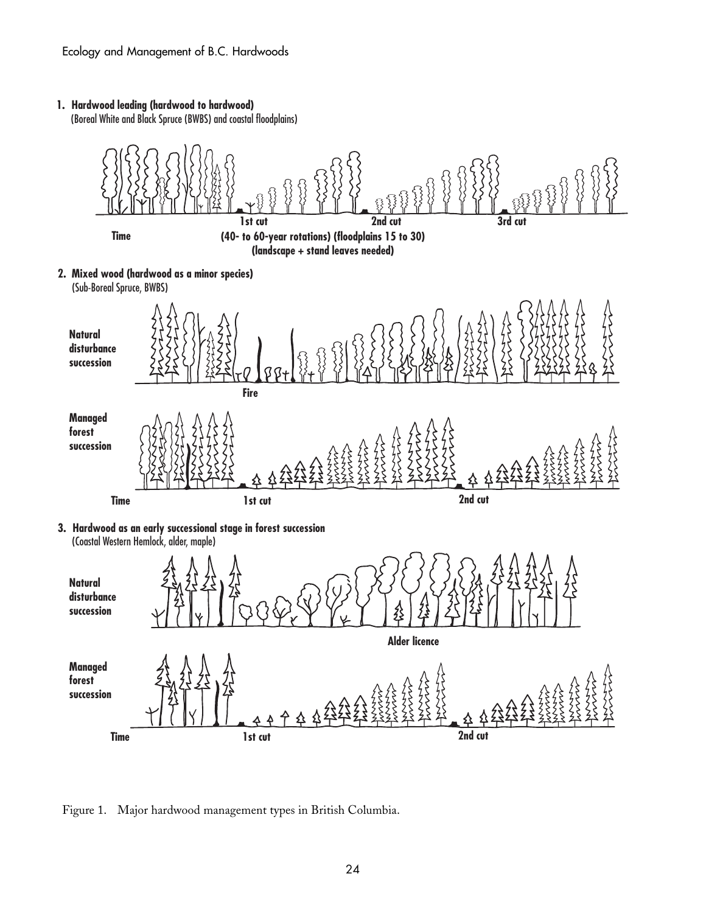**1. Hardwood leading (hardwood to hardwood)**
(Boreal White and Black Spruce (BWBS) and coastal floodplains)

Time | 1st cut | 2nd cut | 3rd cut

**(40- to 60-year rotations) (floodplains 15 to 30)**
**(landscape + stand leaves needed)**

**2. Mixed wood (hardwood as a minor species)**
(Sub-Boreal Spruce, BWBS)

**Natural disturbance succession** — Fire

**Managed forest succession** — Time | 1st cut | 2nd cut

**3. Hardwood as an early successional stage in forest succession**
(Coastal Western Hemlock, alder, maple)

**Natural disturbance succession** — Alder licence

**Managed forest succession** — Time | 1st cut | 2nd cut

Figure 1. Major hardwood management types in British Columbia.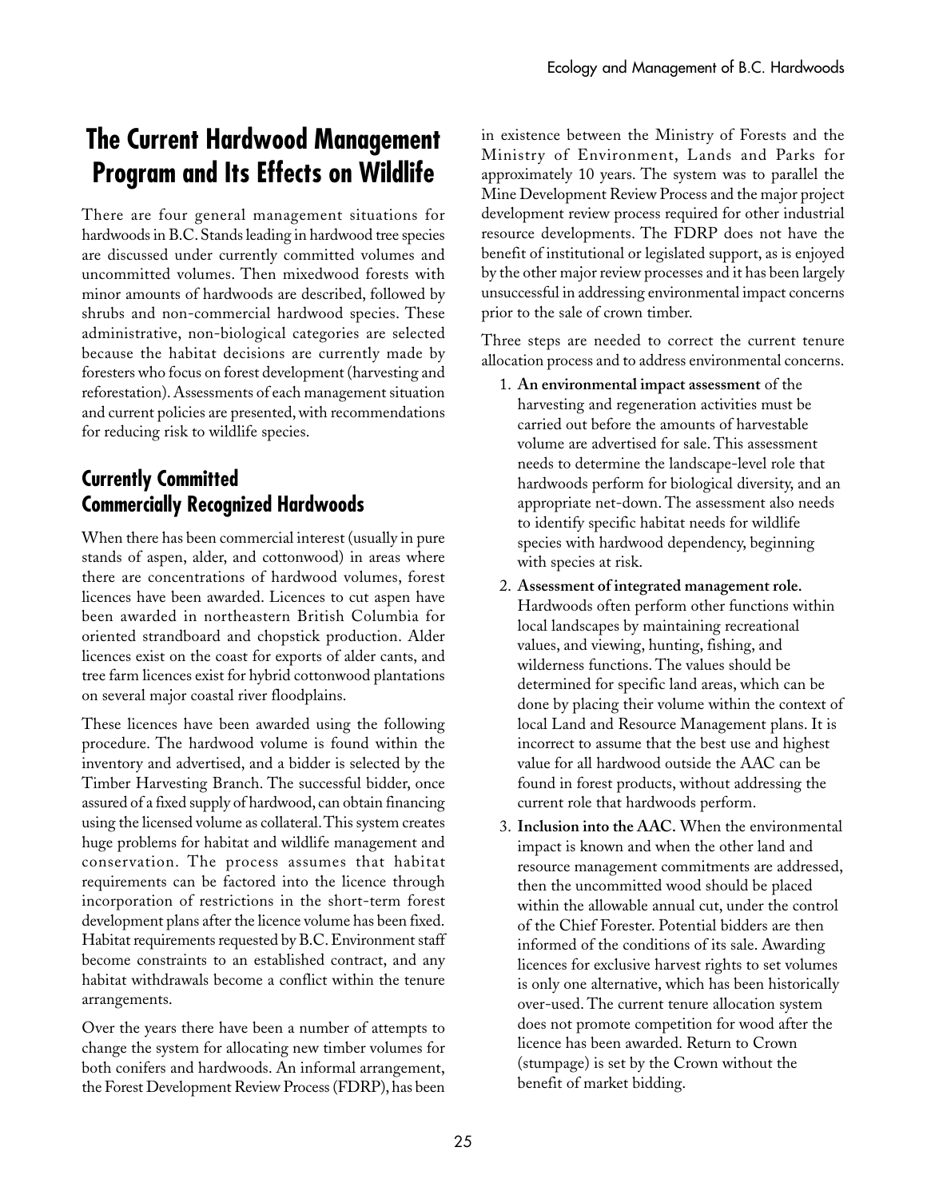# The Current Hardwood Management Program and Its Effects on Wildlife

There are four general management situations for hardwoods in B.C. Stands leading in hardwood tree species are discussed under currently committed volumes and uncommitted volumes. Then mixedwood forests with minor amounts of hardwoods are described, followed by shrubs and non-commercial hardwood species. These administrative, non-biological categories are selected because the habitat decisions are currently made by foresters who focus on forest development (harvesting and reforestation). Assessments of each management situation and current policies are presented, with recommendations for reducing risk to wildlife species.

## Currently Committed Commercially Recognized Hardwoods

When there has been commercial interest (usually in pure stands of aspen, alder, and cottonwood) in areas where there are concentrations of hardwood volumes, forest licences have been awarded. Licences to cut aspen have been awarded in northeastern British Columbia for oriented strandboard and chopstick production. Alder licences exist on the coast for exports of alder cants, and tree farm licences exist for hybrid cottonwood plantations on several major coastal river floodplains.

These licences have been awarded using the following procedure. The hardwood volume is found within the inventory and advertised, and a bidder is selected by the Timber Harvesting Branch. The successful bidder, once assured of a fixed supply of hardwood, can obtain financing using the licensed volume as collateral. This system creates huge problems for habitat and wildlife management and conservation. The process assumes that habitat requirements can be factored into the licence through incorporation of restrictions in the short-term forest development plans after the licence volume has been fixed. Habitat requirements requested by B.C. Environment staff become constraints to an established contract, and any habitat withdrawals become a conflict within the tenure arrangements.

Over the years there have been a number of attempts to change the system for allocating new timber volumes for both conifers and hardwoods. An informal arrangement, the Forest Development Review Process (FDRP), has been in existence between the Ministry of Forests and the Ministry of Environment, Lands and Parks for approximately 10 years. The system was to parallel the Mine Development Review Process and the major project development review process required for other industrial resource developments. The FDRP does not have the benefit of institutional or legislated support, as is enjoyed by the other major review processes and it has been largely unsuccessful in addressing environmental impact concerns prior to the sale of crown timber.

Three steps are needed to correct the current tenure allocation process and to address environmental concerns.

1. **An environmental impact assessment** of the harvesting and regeneration activities must be carried out before the amounts of harvestable volume are advertised for sale. This assessment needs to determine the landscape-level role that hardwoods perform for biological diversity, and an appropriate net-down. The assessment also needs to identify specific habitat needs for wildlife species with hardwood dependency, beginning with species at risk.
2. **Assessment of integrated management role.** Hardwoods often perform other functions within local landscapes by maintaining recreational values, and viewing, hunting, fishing, and wilderness functions. The values should be determined for specific land areas, which can be done by placing their volume within the context of local Land and Resource Management plans. It is incorrect to assume that the best use and highest value for all hardwood outside the AAC can be found in forest products, without addressing the current role that hardwoods perform.
3. **Inclusion into the AAC.** When the environmental impact is known and when the other land and resource management commitments are addressed, then the uncommitted wood should be placed within the allowable annual cut, under the control of the Chief Forester. Potential bidders are then informed of the conditions of its sale. Awarding licences for exclusive harvest rights to set volumes is only one alternative, which has been historically over-used. The current tenure allocation system does not promote competition for wood after the licence has been awarded. Return to Crown (stumpage) is set by the Crown without the benefit of market bidding.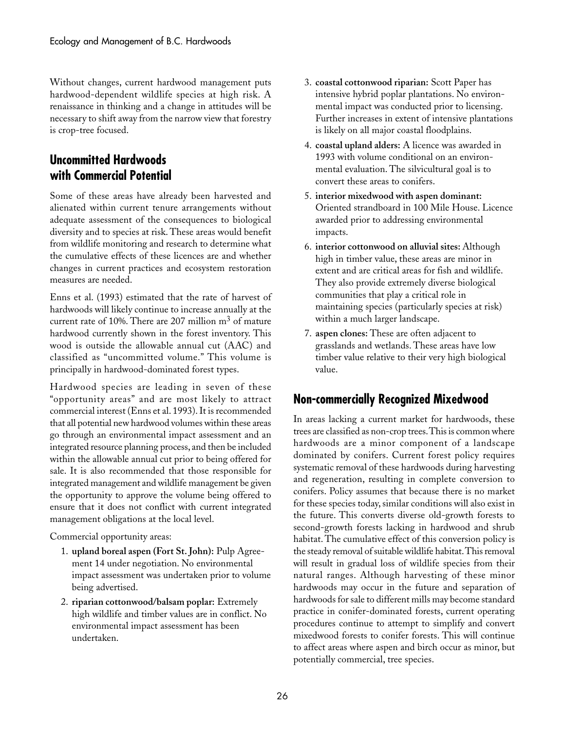Without changes, current hardwood management puts hardwood-dependent wildlife species at high risk. A renaissance in thinking and a change in attitudes will be necessary to shift away from the narrow view that forestry is crop-tree focused.

## Uncommitted Hardwoods with Commercial Potential

Some of these areas have already been harvested and alienated within current tenure arrangements without adequate assessment of the consequences to biological diversity and to species at risk. These areas would benefit from wildlife monitoring and research to determine what the cumulative effects of these licences are and whether changes in current practices and ecosystem restoration measures are needed.

Enns et al. (1993) estimated that the rate of harvest of hardwoods will likely continue to increase annually at the current rate of 10%. There are 207 million $m^3$ of mature hardwood currently shown in the forest inventory. This wood is outside the allowable annual cut (AAC) and classified as "uncommitted volume." This volume is principally in hardwood-dominated forest types.

Hardwood species are leading in seven of these "opportunity areas" and are most likely to attract commercial interest (Enns et al. 1993). It is recommended that all potential new hardwood volumes within these areas go through an environmental impact assessment and an integrated resource planning process, and then be included within the allowable annual cut prior to being offered for sale. It is also recommended that those responsible for integrated management and wildlife management be given the opportunity to approve the volume being offered to ensure that it does not conflict with current integrated management obligations at the local level.

Commercial opportunity areas:

1. **upland boreal aspen (Fort St. John):** Pulp Agreement 14 under negotiation. No environmental impact assessment was undertaken prior to volume being advertised.
2. **riparian cottonwood/balsam poplar:** Extremely high wildlife and timber values are in conflict. No environmental impact assessment has been undertaken.
3. **coastal cottonwood riparian:** Scott Paper has intensive hybrid poplar plantations. No environmental impact was conducted prior to licensing. Further increases in extent of intensive plantations is likely on all major coastal floodplains.
4. **coastal upland alders:** A licence was awarded in 1993 with volume conditional on an environmental evaluation. The silvicultural goal is to convert these areas to conifers.
5. **interior mixedwood with aspen dominant:** Oriented strandboard in 100 Mile House. Licence awarded prior to addressing environmental impacts.
6. **interior cottonwood on alluvial sites:** Although high in timber value, these areas are minor in extent and are critical areas for fish and wildlife. They also provide extremely diverse biological communities that play a critical role in maintaining species (particularly species at risk) within a much larger landscape.
7. **aspen clones:** These are often adjacent to grasslands and wetlands. These areas have low timber value relative to their very high biological value.

## Non-commercially Recognized Mixedwood

In areas lacking a current market for hardwoods, these trees are classified as non-crop trees. This is common where hardwoods are a minor component of a landscape dominated by conifers. Current forest policy requires systematic removal of these hardwoods during harvesting and regeneration, resulting in complete conversion to conifers. Policy assumes that because there is no market for these species today, similar conditions will also exist in the future. This converts diverse old-growth forests to second-growth forests lacking in hardwood and shrub habitat. The cumulative effect of this conversion policy is the steady removal of suitable wildlife habitat. This removal will result in gradual loss of wildlife species from their natural ranges. Although harvesting of these minor hardwoods may occur in the future and separation of hardwoods for sale to different mills may become standard practice in conifer-dominated forests, current operating procedures continue to attempt to simplify and convert mixedwood forests to conifer forests. This will continue to affect areas where aspen and birch occur as minor, but potentially commercial, tree species.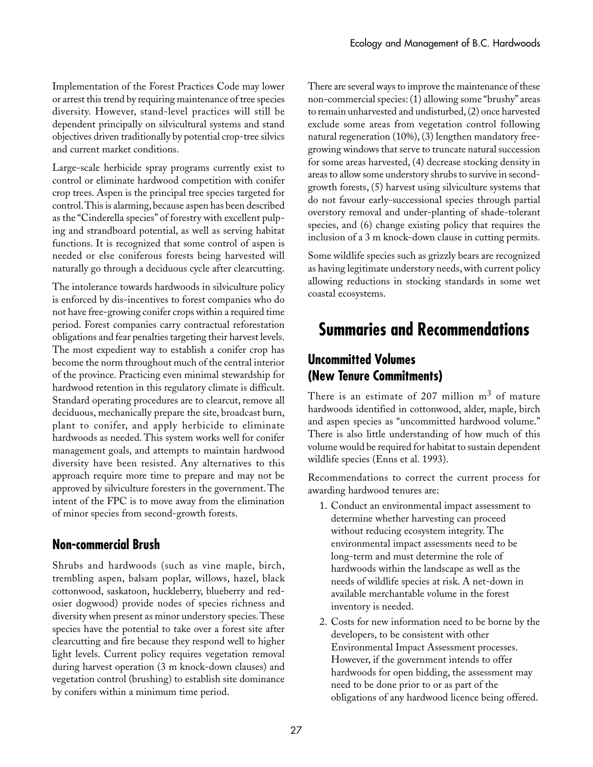Implementation of the Forest Practices Code may lower or arrest this trend by requiring maintenance of tree species diversity. However, stand-level practices will still be dependent principally on silvicultural systems and stand objectives driven traditionally by potential crop-tree silvics and current market conditions.

Large-scale herbicide spray programs currently exist to control or eliminate hardwood competition with conifer crop trees. Aspen is the principal tree species targeted for control. This is alarming, because aspen has been described as the "Cinderella species" of forestry with excellent pulping and strandboard potential, as well as serving habitat functions. It is recognized that some control of aspen is needed or else coniferous forests being harvested will naturally go through a deciduous cycle after clearcutting.

The intolerance towards hardwoods in silviculture policy is enforced by dis-incentives to forest companies who do not have free-growing conifer crops within a required time period. Forest companies carry contractual reforestation obligations and fear penalties targeting their harvest levels. The most expedient way to establish a conifer crop has become the norm throughout much of the central interior of the province. Practicing even minimal stewardship for hardwood retention in this regulatory climate is difficult. Standard operating procedures are to clearcut, remove all deciduous, mechanically prepare the site, broadcast burn, plant to conifer, and apply herbicide to eliminate hardwoods as needed. This system works well for conifer management goals, and attempts to maintain hardwood diversity have been resisted. Any alternatives to this approach require more time to prepare and may not be approved by silviculture foresters in the government. The intent of the FPC is to move away from the elimination of minor species from second-growth forests.

### Non-commercial Brush

Shrubs and hardwoods (such as vine maple, birch, trembling aspen, balsam poplar, willows, hazel, black cottonwood, saskatoon, huckleberry, blueberry and red-osier dogwood) provide nodes of species richness and diversity when present as minor understory species. These species have the potential to take over a forest site after clearcutting and fire because they respond well to higher light levels. Current policy requires vegetation removal during harvest operation (3 m knock-down clauses) and vegetation control (brushing) to establish site dominance by conifers within a minimum time period.

There are several ways to improve the maintenance of these non-commercial species: (1) allowing some "brushy" areas to remain unharvested and undisturbed, (2) once harvested exclude some areas from vegetation control following natural regeneration (10%), (3) lengthen mandatory free-growing windows that serve to truncate natural succession for some areas harvested, (4) decrease stocking density in areas to allow some understory shrubs to survive in second-growth forests, (5) harvest using silviculture systems that do not favour early-successional species through partial overstory removal and under-planting of shade-tolerant species, and (6) change existing policy that requires the inclusion of a 3 m knock-down clause in cutting permits.

Some wildlife species such as grizzly bears are recognized as having legitimate understory needs, with current policy allowing reductions in stocking standards in some wet coastal ecosystems.

## Summaries and Recommendations

### Uncommitted Volumes (New Tenure Commitments)

There is an estimate of 207 million $m^3$ of mature hardwoods identified in cottonwood, alder, maple, birch and aspen species as "uncommitted hardwood volume." There is also little understanding of how much of this volume would be required for habitat to sustain dependent wildlife species (Enns et al. 1993).

Recommendations to correct the current process for awarding hardwood tenures are:

1. Conduct an environmental impact assessment to determine whether harvesting can proceed without reducing ecosystem integrity. The environmental impact assessments need to be long-term and must determine the role of hardwoods within the landscape as well as the needs of wildlife species at risk. A net-down in available merchantable volume in the forest inventory is needed.
2. Costs for new information need to be borne by the developers, to be consistent with other Environmental Impact Assessment processes. However, if the government intends to offer hardwoods for open bidding, the assessment may need to be done prior to or as part of the obligations of any hardwood licence being offered.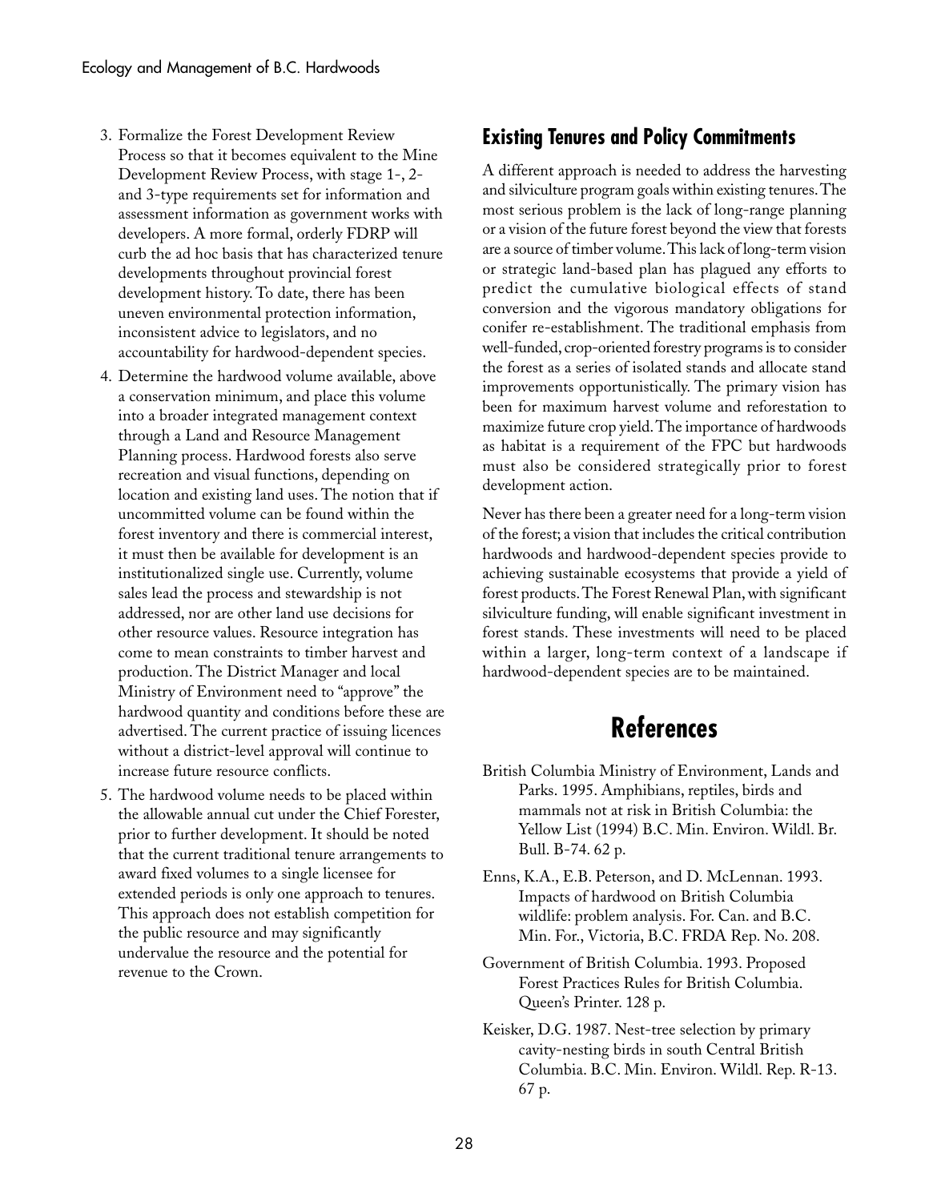3. Formalize the Forest Development Review Process so that it becomes equivalent to the Mine Development Review Process, with stage 1-, 2- and 3-type requirements set for information and assessment information as government works with developers. A more formal, orderly FDRP will curb the ad hoc basis that has characterized tenure developments throughout provincial forest development history. To date, there has been uneven environmental protection information, inconsistent advice to legislators, and no accountability for hardwood-dependent species.
4. Determine the hardwood volume available, above a conservation minimum, and place this volume into a broader integrated management context through a Land and Resource Management Planning process. Hardwood forests also serve recreation and visual functions, depending on location and existing land uses. The notion that if uncommitted volume can be found within the forest inventory and there is commercial interest, it must then be available for development is an institutionalized single use. Currently, volume sales lead the process and stewardship is not addressed, nor are other land use decisions for other resource values. Resource integration has come to mean constraints to timber harvest and production. The District Manager and local Ministry of Environment need to "approve" the hardwood quantity and conditions before these are advertised. The current practice of issuing licences without a district-level approval will continue to increase future resource conflicts.
5. The hardwood volume needs to be placed within the allowable annual cut under the Chief Forester, prior to further development. It should be noted that the current traditional tenure arrangements to award fixed volumes to a single licensee for extended periods is only one approach to tenures. This approach does not establish competition for the public resource and may significantly undervalue the resource and the potential for revenue to the Crown.

### Existing Tenures and Policy Commitments

A different approach is needed to address the harvesting and silviculture program goals within existing tenures. The most serious problem is the lack of long-range planning or a vision of the future forest beyond the view that forests are a source of timber volume. This lack of long-term vision or strategic land-based plan has plagued any efforts to predict the cumulative biological effects of stand conversion and the vigorous mandatory obligations for conifer re-establishment. The traditional emphasis from well-funded, crop-oriented forestry programs is to consider the forest as a series of isolated stands and allocate stand improvements opportunistically. The primary vision has been for maximum harvest volume and reforestation to maximize future crop yield. The importance of hardwoods as habitat is a requirement of the FPC but hardwoods must also be considered strategically prior to forest development action.

Never has there been a greater need for a long-term vision of the forest; a vision that includes the critical contribution hardwoods and hardwood-dependent species provide to achieving sustainable ecosystems that provide a yield of forest products. The Forest Renewal Plan, with significant silviculture funding, will enable significant investment in forest stands. These investments will need to be placed within a larger, long-term context of a landscape if hardwood-dependent species are to be maintained.

## References

British Columbia Ministry of Environment, Lands and Parks. 1995. Amphibians, reptiles, birds and mammals not at risk in British Columbia: the Yellow List (1994) B.C. Min. Environ. Wildl. Br. Bull. B-74. 62 p.

Enns, K.A., E.B. Peterson, and D. McLennan. 1993. Impacts of hardwood on British Columbia wildlife: problem analysis. For. Can. and B.C. Min. For., Victoria, B.C. FRDA Rep. No. 208.

Government of British Columbia. 1993. Proposed Forest Practices Rules for British Columbia. Queen's Printer. 128 p.

Keisker, D.G. 1987. Nest-tree selection by primary cavity-nesting birds in south Central British Columbia. B.C. Min. Environ. Wildl. Rep. R-13. 67 p.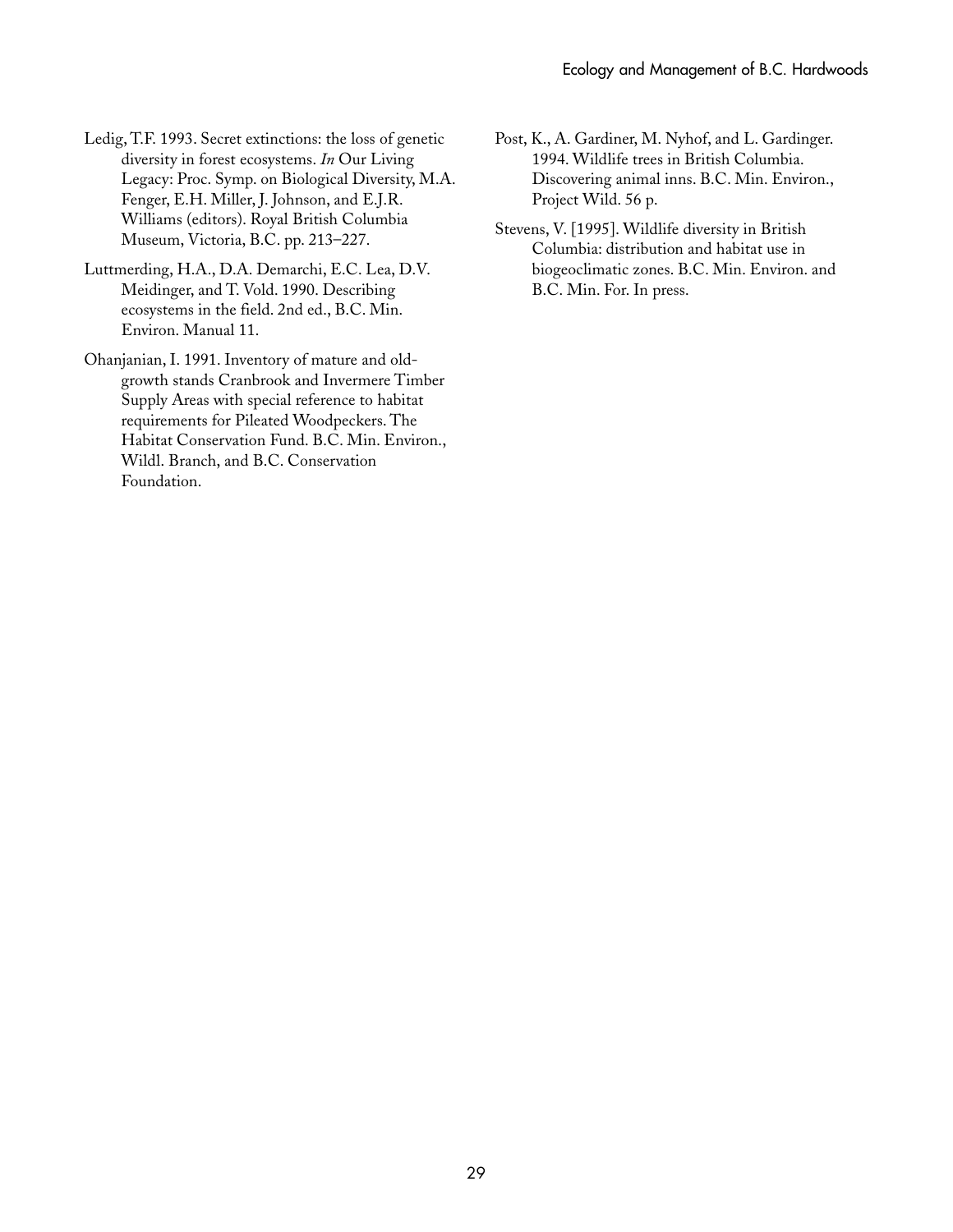Ledig, T.F. 1993. Secret extinctions: the loss of genetic diversity in forest ecosystems. *In* Our Living Legacy: Proc. Symp. on Biological Diversity, M.A. Fenger, E.H. Miller, J. Johnson, and E.J.R. Williams (editors). Royal British Columbia Museum, Victoria, B.C. pp. 213–227.

Luttmerding, H.A., D.A. Demarchi, E.C. Lea, D.V. Meidinger, and T. Vold. 1990. Describing ecosystems in the field. 2nd ed., B.C. Min. Environ. Manual 11.

Ohanjanian, I. 1991. Inventory of mature and old-growth stands Cranbrook and Invermere Timber Supply Areas with special reference to habitat requirements for Pileated Woodpeckers. The Habitat Conservation Fund. B.C. Min. Environ., Wildl. Branch, and B.C. Conservation Foundation.

Post, K., A. Gardiner, M. Nyhof, and L. Gardinger. 1994. Wildlife trees in British Columbia. Discovering animal inns. B.C. Min. Environ., Project Wild. 56 p.

Stevens, V. [1995]. Wildlife diversity in British Columbia: distribution and habitat use in biogeoclimatic zones. B.C. Min. Environ. and B.C. Min. For. In press.